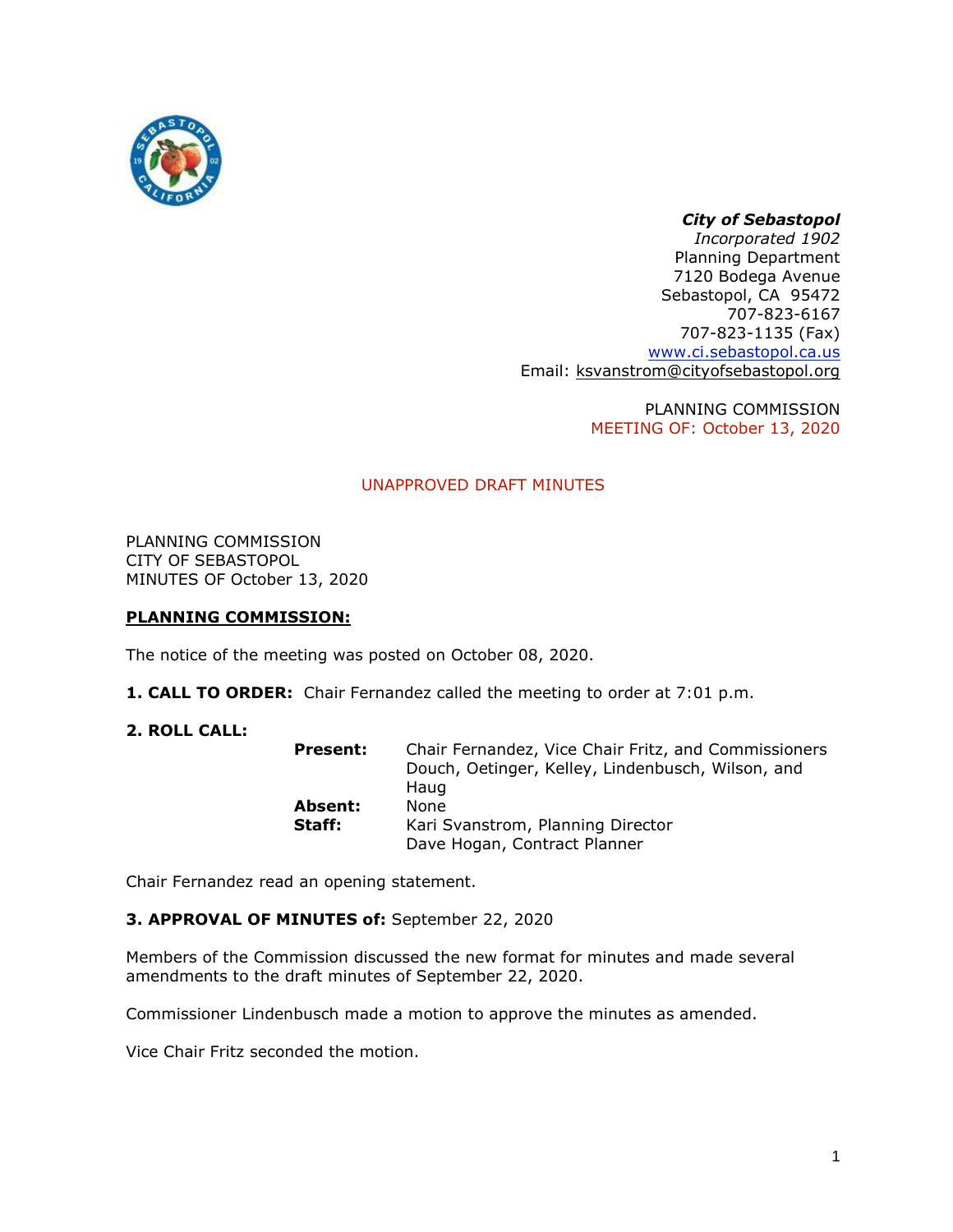***City of Sebastopol***
*Incorporated 1902*
Planning Department
7120 Bodega Avenue
Sebastopol, CA 95472
707-823-6167
707-823-1135 (Fax)
www.ci.sebastopol.ca.us
Email: ksvanstrom@cityofsebastopol.org

PLANNING COMMISSION
MEETING OF: October 13, 2020

UNAPPROVED DRAFT MINUTES

PLANNING COMMISSION
CITY OF SEBASTOPOL
MINUTES OF October 13, 2020

**PLANNING COMMISSION:**

The notice of the meeting was posted on October 08, 2020.

**1. CALL TO ORDER:** Chair Fernandez called the meeting to order at 7:01 p.m.

**2. ROLL CALL:**

| | |
|---|---|
| **Present:** | Chair Fernandez, Vice Chair Fritz, and Commissioners Douch, Oetinger, Kelley, Lindenbusch, Wilson, and Haug |
| **Absent:** | None |
| **Staff:** | Kari Svanstrom, Planning Director<br>Dave Hogan, Contract Planner |

Chair Fernandez read an opening statement.

**3. APPROVAL OF MINUTES of:** September 22, 2020

Members of the Commission discussed the new format for minutes and made several amendments to the draft minutes of September 22, 2020.

Commissioner Lindenbusch made a motion to approve the minutes as amended.

Vice Chair Fritz seconded the motion.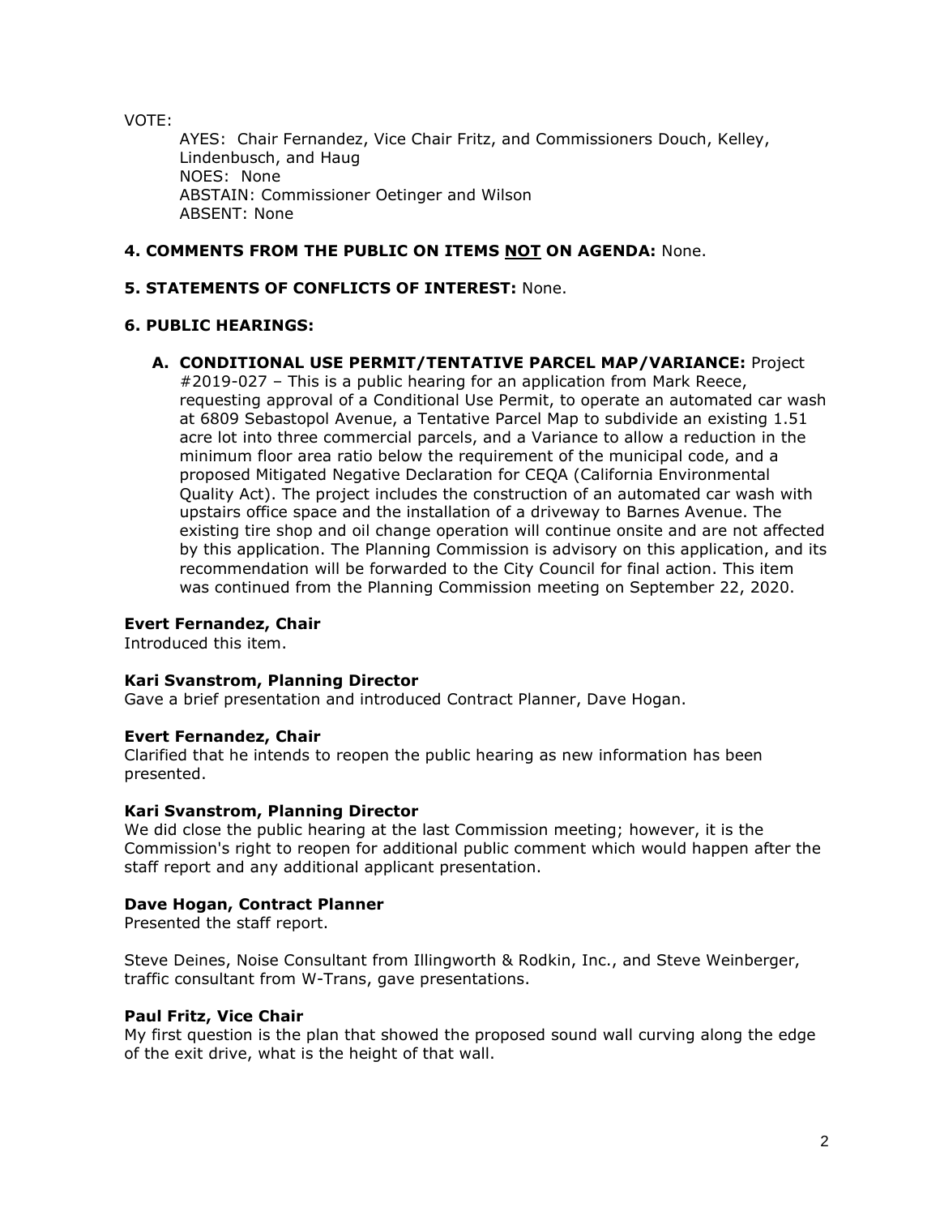VOTE:

AYES: Chair Fernandez, Vice Chair Fritz, and Commissioners Douch, Kelley, Lindenbusch, and Haug
NOES: None
ABSTAIN: Commissioner Oetinger and Wilson
ABSENT: None

**4. COMMENTS FROM THE PUBLIC ON ITEMS NOT ON AGENDA:** None.

**5. STATEMENTS OF CONFLICTS OF INTEREST:** None.

**6. PUBLIC HEARINGS:**

**A. CONDITIONAL USE PERMIT/TENTATIVE PARCEL MAP/VARIANCE:** Project #2019-027 – This is a public hearing for an application from Mark Reece, requesting approval of a Conditional Use Permit, to operate an automated car wash at 6809 Sebastopol Avenue, a Tentative Parcel Map to subdivide an existing 1.51 acre lot into three commercial parcels, and a Variance to allow a reduction in the minimum floor area ratio below the requirement of the municipal code, and a proposed Mitigated Negative Declaration for CEQA (California Environmental Quality Act). The project includes the construction of an automated car wash with upstairs office space and the installation of a driveway to Barnes Avenue. The existing tire shop and oil change operation will continue onsite and are not affected by this application. The Planning Commission is advisory on this application, and its recommendation will be forwarded to the City Council for final action. This item was continued from the Planning Commission meeting on September 22, 2020.

**Evert Fernandez, Chair**
Introduced this item.

**Kari Svanstrom, Planning Director**
Gave a brief presentation and introduced Contract Planner, Dave Hogan.

**Evert Fernandez, Chair**
Clarified that he intends to reopen the public hearing as new information has been presented.

**Kari Svanstrom, Planning Director**
We did close the public hearing at the last Commission meeting; however, it is the Commission's right to reopen for additional public comment which would happen after the staff report and any additional applicant presentation.

**Dave Hogan, Contract Planner**
Presented the staff report.

Steve Deines, Noise Consultant from Illingworth & Rodkin, Inc., and Steve Weinberger, traffic consultant from W-Trans, gave presentations.

**Paul Fritz, Vice Chair**
My first question is the plan that showed the proposed sound wall curving along the edge of the exit drive, what is the height of that wall.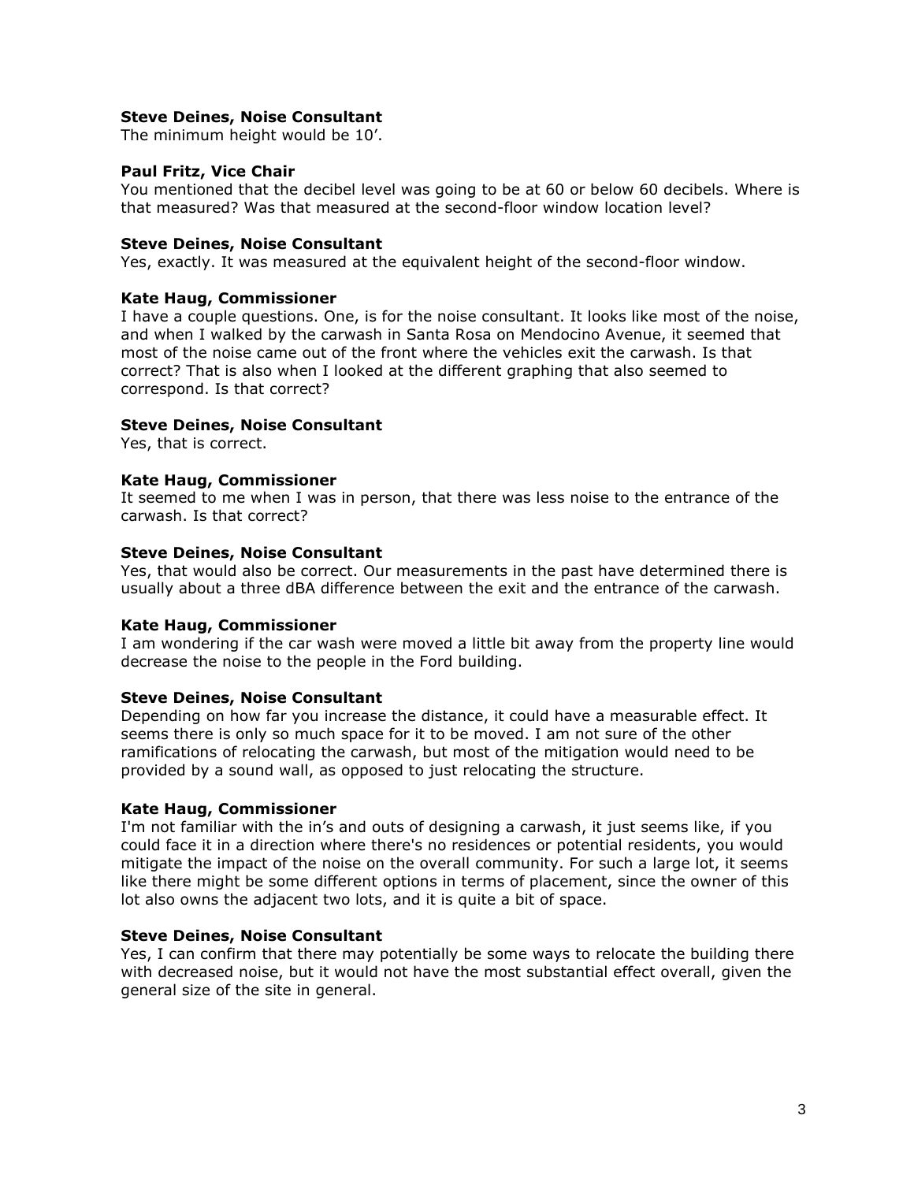**Steve Deines, Noise Consultant**
The minimum height would be 10'.

**Paul Fritz, Vice Chair**
You mentioned that the decibel level was going to be at 60 or below 60 decibels. Where is that measured? Was that measured at the second-floor window location level?

**Steve Deines, Noise Consultant**
Yes, exactly. It was measured at the equivalent height of the second-floor window.

**Kate Haug, Commissioner**
I have a couple questions. One, is for the noise consultant. It looks like most of the noise, and when I walked by the carwash in Santa Rosa on Mendocino Avenue, it seemed that most of the noise came out of the front where the vehicles exit the carwash. Is that correct? That is also when I looked at the different graphing that also seemed to correspond. Is that correct?

**Steve Deines, Noise Consultant**
Yes, that is correct.

**Kate Haug, Commissioner**
It seemed to me when I was in person, that there was less noise to the entrance of the carwash. Is that correct?

**Steve Deines, Noise Consultant**
Yes, that would also be correct. Our measurements in the past have determined there is usually about a three dBA difference between the exit and the entrance of the carwash.

**Kate Haug, Commissioner**
I am wondering if the car wash were moved a little bit away from the property line would decrease the noise to the people in the Ford building.

**Steve Deines, Noise Consultant**
Depending on how far you increase the distance, it could have a measurable effect. It seems there is only so much space for it to be moved. I am not sure of the other ramifications of relocating the carwash, but most of the mitigation would need to be provided by a sound wall, as opposed to just relocating the structure.

**Kate Haug, Commissioner**
I'm not familiar with the in's and outs of designing a carwash, it just seems like, if you could face it in a direction where there's no residences or potential residents, you would mitigate the impact of the noise on the overall community. For such a large lot, it seems like there might be some different options in terms of placement, since the owner of this lot also owns the adjacent two lots, and it is quite a bit of space.

**Steve Deines, Noise Consultant**
Yes, I can confirm that there may potentially be some ways to relocate the building there with decreased noise, but it would not have the most substantial effect overall, given the general size of the site in general.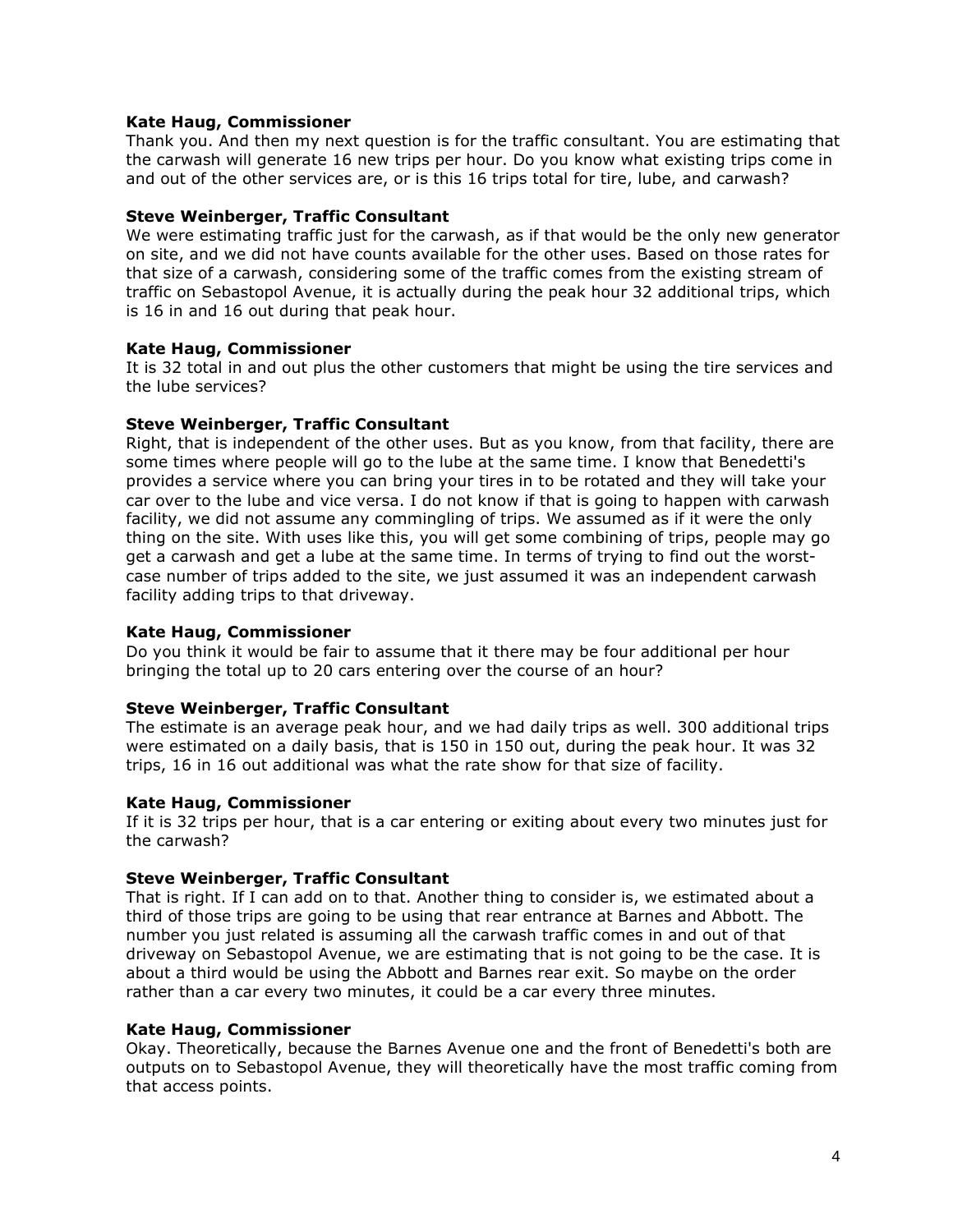**Kate Haug, Commissioner**
Thank you. And then my next question is for the traffic consultant. You are estimating that the carwash will generate 16 new trips per hour. Do you know what existing trips come in and out of the other services are, or is this 16 trips total for tire, lube, and carwash?

**Steve Weinberger, Traffic Consultant**
We were estimating traffic just for the carwash, as if that would be the only new generator on site, and we did not have counts available for the other uses. Based on those rates for that size of a carwash, considering some of the traffic comes from the existing stream of traffic on Sebastopol Avenue, it is actually during the peak hour 32 additional trips, which is 16 in and 16 out during that peak hour.

**Kate Haug, Commissioner**
It is 32 total in and out plus the other customers that might be using the tire services and the lube services?

**Steve Weinberger, Traffic Consultant**
Right, that is independent of the other uses. But as you know, from that facility, there are some times where people will go to the lube at the same time. I know that Benedetti's provides a service where you can bring your tires in to be rotated and they will take your car over to the lube and vice versa. I do not know if that is going to happen with carwash facility, we did not assume any commingling of trips. We assumed as if it were the only thing on the site. With uses like this, you will get some combining of trips, people may go get a carwash and get a lube at the same time. In terms of trying to find out the worst-case number of trips added to the site, we just assumed it was an independent carwash facility adding trips to that driveway.

**Kate Haug, Commissioner**
Do you think it would be fair to assume that it there may be four additional per hour bringing the total up to 20 cars entering over the course of an hour?

**Steve Weinberger, Traffic Consultant**
The estimate is an average peak hour, and we had daily trips as well. 300 additional trips were estimated on a daily basis, that is 150 in 150 out, during the peak hour. It was 32 trips, 16 in 16 out additional was what the rate show for that size of facility.

**Kate Haug, Commissioner**
If it is 32 trips per hour, that is a car entering or exiting about every two minutes just for the carwash?

**Steve Weinberger, Traffic Consultant**
That is right. If I can add on to that. Another thing to consider is, we estimated about a third of those trips are going to be using that rear entrance at Barnes and Abbott. The number you just related is assuming all the carwash traffic comes in and out of that driveway on Sebastopol Avenue, we are estimating that is not going to be the case. It is about a third would be using the Abbott and Barnes rear exit. So maybe on the order rather than a car every two minutes, it could be a car every three minutes.

**Kate Haug, Commissioner**
Okay. Theoretically, because the Barnes Avenue one and the front of Benedetti's both are outputs on to Sebastopol Avenue, they will theoretically have the most traffic coming from that access points.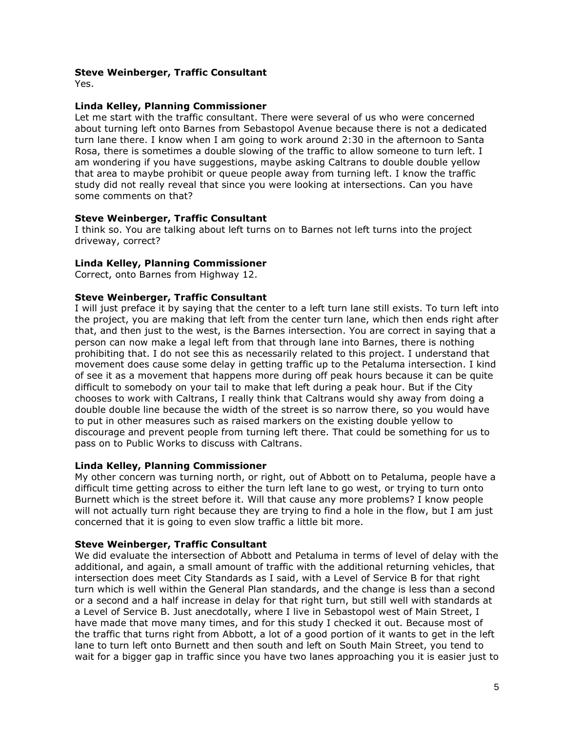**Steve Weinberger, Traffic Consultant**
Yes.

**Linda Kelley, Planning Commissioner**
Let me start with the traffic consultant. There were several of us who were concerned about turning left onto Barnes from Sebastopol Avenue because there is not a dedicated turn lane there. I know when I am going to work around 2:30 in the afternoon to Santa Rosa, there is sometimes a double slowing of the traffic to allow someone to turn left. I am wondering if you have suggestions, maybe asking Caltrans to double double yellow that area to maybe prohibit or queue people away from turning left. I know the traffic study did not really reveal that since you were looking at intersections. Can you have some comments on that?

**Steve Weinberger, Traffic Consultant**
I think so. You are talking about left turns on to Barnes not left turns into the project driveway, correct?

**Linda Kelley, Planning Commissioner**
Correct, onto Barnes from Highway 12.

**Steve Weinberger, Traffic Consultant**
I will just preface it by saying that the center to a left turn lane still exists. To turn left into the project, you are making that left from the center turn lane, which then ends right after that, and then just to the west, is the Barnes intersection. You are correct in saying that a person can now make a legal left from that through lane into Barnes, there is nothing prohibiting that. I do not see this as necessarily related to this project. I understand that movement does cause some delay in getting traffic up to the Petaluma intersection. I kind of see it as a movement that happens more during off peak hours because it can be quite difficult to somebody on your tail to make that left during a peak hour. But if the City chooses to work with Caltrans, I really think that Caltrans would shy away from doing a double double line because the width of the street is so narrow there, so you would have to put in other measures such as raised markers on the existing double yellow to discourage and prevent people from turning left there. That could be something for us to pass on to Public Works to discuss with Caltrans.

**Linda Kelley, Planning Commissioner**
My other concern was turning north, or right, out of Abbott on to Petaluma, people have a difficult time getting across to either the turn left lane to go west, or trying to turn onto Burnett which is the street before it. Will that cause any more problems? I know people will not actually turn right because they are trying to find a hole in the flow, but I am just concerned that it is going to even slow traffic a little bit more.

**Steve Weinberger, Traffic Consultant**
We did evaluate the intersection of Abbott and Petaluma in terms of level of delay with the additional, and again, a small amount of traffic with the additional returning vehicles, that intersection does meet City Standards as I said, with a Level of Service B for that right turn which is well within the General Plan standards, and the change is less than a second or a second and a half increase in delay for that right turn, but still well with standards at a Level of Service B. Just anecdotally, where I live in Sebastopol west of Main Street, I have made that move many times, and for this study I checked it out. Because most of the traffic that turns right from Abbott, a lot of a good portion of it wants to get in the left lane to turn left onto Burnett and then south and left on South Main Street, you tend to wait for a bigger gap in traffic since you have two lanes approaching you it is easier just to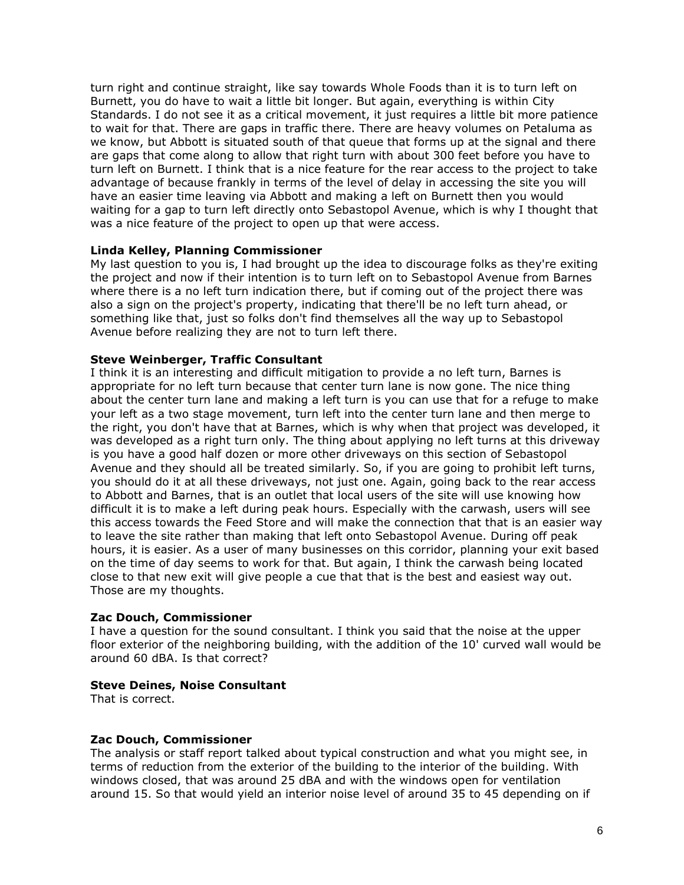turn right and continue straight, like say towards Whole Foods than it is to turn left on Burnett, you do have to wait a little bit longer. But again, everything is within City Standards. I do not see it as a critical movement, it just requires a little bit more patience to wait for that. There are gaps in traffic there. There are heavy volumes on Petaluma as we know, but Abbott is situated south of that queue that forms up at the signal and there are gaps that come along to allow that right turn with about 300 feet before you have to turn left on Burnett. I think that is a nice feature for the rear access to the project to take advantage of because frankly in terms of the level of delay in accessing the site you will have an easier time leaving via Abbott and making a left on Burnett then you would waiting for a gap to turn left directly onto Sebastopol Avenue, which is why I thought that was a nice feature of the project to open up that were access.

**Linda Kelley, Planning Commissioner**
My last question to you is, I had brought up the idea to discourage folks as they're exiting the project and now if their intention is to turn left on to Sebastopol Avenue from Barnes where there is a no left turn indication there, but if coming out of the project there was also a sign on the project's property, indicating that there'll be no left turn ahead, or something like that, just so folks don't find themselves all the way up to Sebastopol Avenue before realizing they are not to turn left there.

**Steve Weinberger, Traffic Consultant**
I think it is an interesting and difficult mitigation to provide a no left turn, Barnes is appropriate for no left turn because that center turn lane is now gone. The nice thing about the center turn lane and making a left turn is you can use that for a refuge to make your left as a two stage movement, turn left into the center turn lane and then merge to the right, you don't have that at Barnes, which is why when that project was developed, it was developed as a right turn only. The thing about applying no left turns at this driveway is you have a good half dozen or more other driveways on this section of Sebastopol Avenue and they should all be treated similarly. So, if you are going to prohibit left turns, you should do it at all these driveways, not just one. Again, going back to the rear access to Abbott and Barnes, that is an outlet that local users of the site will use knowing how difficult it is to make a left during peak hours. Especially with the carwash, users will see this access towards the Feed Store and will make the connection that that is an easier way to leave the site rather than making that left onto Sebastopol Avenue. During off peak hours, it is easier. As a user of many businesses on this corridor, planning your exit based on the time of day seems to work for that. But again, I think the carwash being located close to that new exit will give people a cue that that is the best and easiest way out. Those are my thoughts.

**Zac Douch, Commissioner**
I have a question for the sound consultant. I think you said that the noise at the upper floor exterior of the neighboring building, with the addition of the 10' curved wall would be around 60 dBA. Is that correct?

**Steve Deines, Noise Consultant**
That is correct.

**Zac Douch, Commissioner**
The analysis or staff report talked about typical construction and what you might see, in terms of reduction from the exterior of the building to the interior of the building. With windows closed, that was around 25 dBA and with the windows open for ventilation around 15. So that would yield an interior noise level of around 35 to 45 depending on if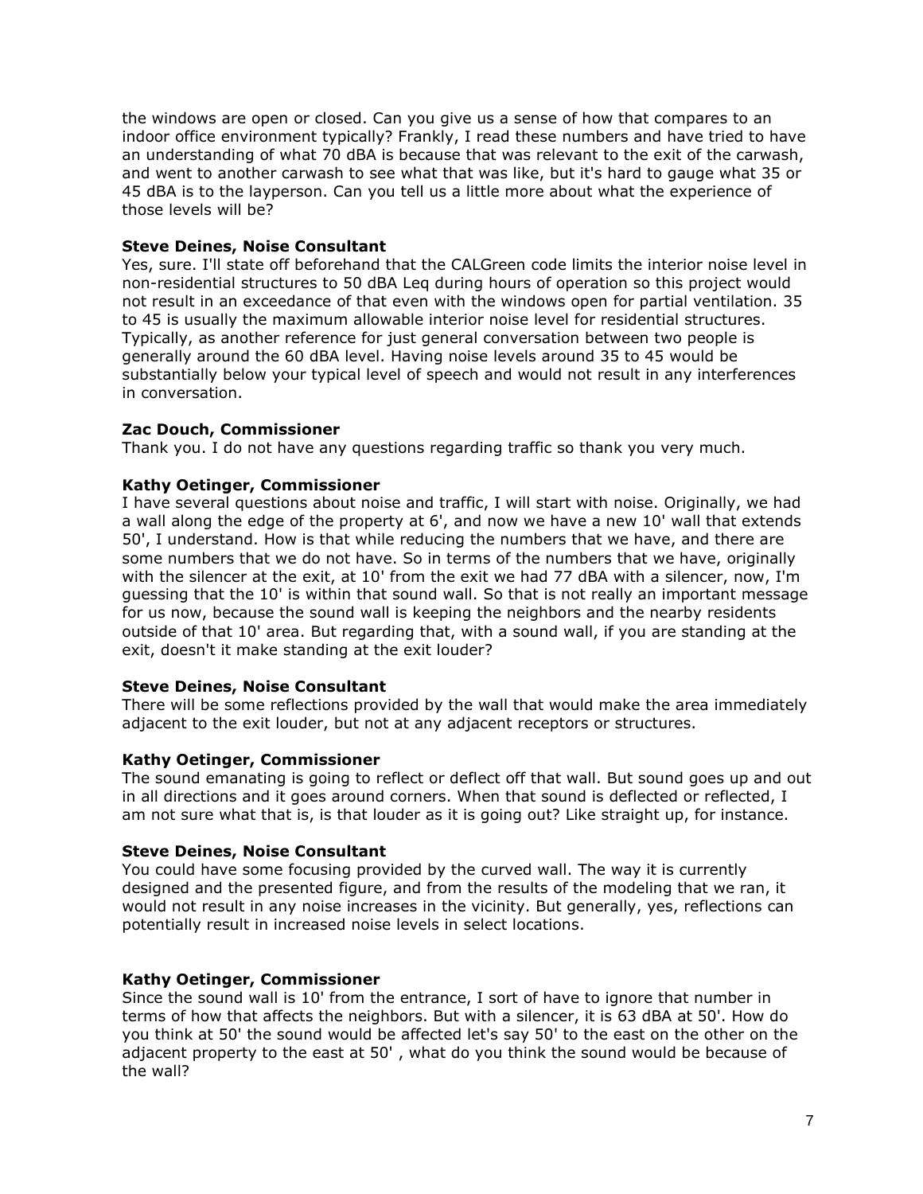the windows are open or closed. Can you give us a sense of how that compares to an indoor office environment typically? Frankly, I read these numbers and have tried to have an understanding of what 70 dBA is because that was relevant to the exit of the carwash, and went to another carwash to see what that was like, but it's hard to gauge what 35 or 45 dBA is to the layperson. Can you tell us a little more about what the experience of those levels will be?

**Steve Deines, Noise Consultant**
Yes, sure. I'll state off beforehand that the CALGreen code limits the interior noise level in non-residential structures to 50 dBA Leq during hours of operation so this project would not result in an exceedance of that even with the windows open for partial ventilation. 35 to 45 is usually the maximum allowable interior noise level for residential structures. Typically, as another reference for just general conversation between two people is generally around the 60 dBA level. Having noise levels around 35 to 45 would be substantially below your typical level of speech and would not result in any interferences in conversation.

**Zac Douch, Commissioner**
Thank you. I do not have any questions regarding traffic so thank you very much.

**Kathy Oetinger, Commissioner**
I have several questions about noise and traffic, I will start with noise. Originally, we had a wall along the edge of the property at 6', and now we have a new 10' wall that extends 50', I understand. How is that while reducing the numbers that we have, and there are some numbers that we do not have. So in terms of the numbers that we have, originally with the silencer at the exit, at 10' from the exit we had 77 dBA with a silencer, now, I'm guessing that the 10' is within that sound wall. So that is not really an important message for us now, because the sound wall is keeping the neighbors and the nearby residents outside of that 10' area. But regarding that, with a sound wall, if you are standing at the exit, doesn't it make standing at the exit louder?

**Steve Deines, Noise Consultant**
There will be some reflections provided by the wall that would make the area immediately adjacent to the exit louder, but not at any adjacent receptors or structures.

**Kathy Oetinger, Commissioner**
The sound emanating is going to reflect or deflect off that wall. But sound goes up and out in all directions and it goes around corners. When that sound is deflected or reflected, I am not sure what that is, is that louder as it is going out? Like straight up, for instance.

**Steve Deines, Noise Consultant**
You could have some focusing provided by the curved wall. The way it is currently designed and the presented figure, and from the results of the modeling that we ran, it would not result in any noise increases in the vicinity. But generally, yes, reflections can potentially result in increased noise levels in select locations.

**Kathy Oetinger, Commissioner**
Since the sound wall is 10' from the entrance, I sort of have to ignore that number in terms of how that affects the neighbors. But with a silencer, it is 63 dBA at 50'. How do you think at 50' the sound would be affected let's say 50' to the east on the other on the adjacent property to the east at 50' , what do you think the sound would be because of the wall?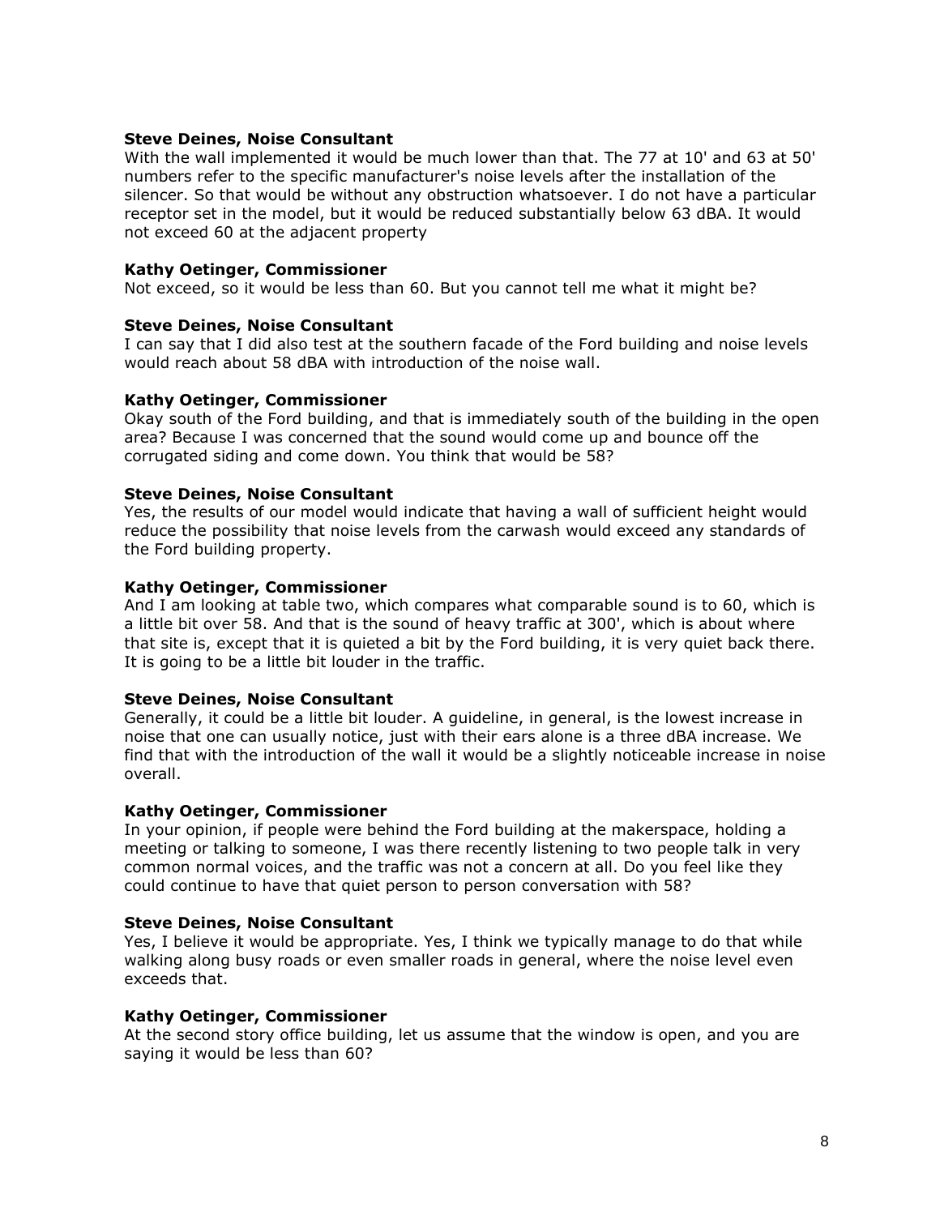**Steve Deines, Noise Consultant**
With the wall implemented it would be much lower than that. The 77 at 10' and 63 at 50' numbers refer to the specific manufacturer's noise levels after the installation of the silencer. So that would be without any obstruction whatsoever. I do not have a particular receptor set in the model, but it would be reduced substantially below 63 dBA. It would not exceed 60 at the adjacent property

**Kathy Oetinger, Commissioner**
Not exceed, so it would be less than 60. But you cannot tell me what it might be?

**Steve Deines, Noise Consultant**
I can say that I did also test at the southern facade of the Ford building and noise levels would reach about 58 dBA with introduction of the noise wall.

**Kathy Oetinger, Commissioner**
Okay south of the Ford building, and that is immediately south of the building in the open area? Because I was concerned that the sound would come up and bounce off the corrugated siding and come down. You think that would be 58?

**Steve Deines, Noise Consultant**
Yes, the results of our model would indicate that having a wall of sufficient height would reduce the possibility that noise levels from the carwash would exceed any standards of the Ford building property.

**Kathy Oetinger, Commissioner**
And I am looking at table two, which compares what comparable sound is to 60, which is a little bit over 58. And that is the sound of heavy traffic at 300', which is about where that site is, except that it is quieted a bit by the Ford building, it is very quiet back there. It is going to be a little bit louder in the traffic.

**Steve Deines, Noise Consultant**
Generally, it could be a little bit louder. A guideline, in general, is the lowest increase in noise that one can usually notice, just with their ears alone is a three dBA increase. We find that with the introduction of the wall it would be a slightly noticeable increase in noise overall.

**Kathy Oetinger, Commissioner**
In your opinion, if people were behind the Ford building at the makerspace, holding a meeting or talking to someone, I was there recently listening to two people talk in very common normal voices, and the traffic was not a concern at all. Do you feel like they could continue to have that quiet person to person conversation with 58?

**Steve Deines, Noise Consultant**
Yes, I believe it would be appropriate. Yes, I think we typically manage to do that while walking along busy roads or even smaller roads in general, where the noise level even exceeds that.

**Kathy Oetinger, Commissioner**
At the second story office building, let us assume that the window is open, and you are saying it would be less than 60?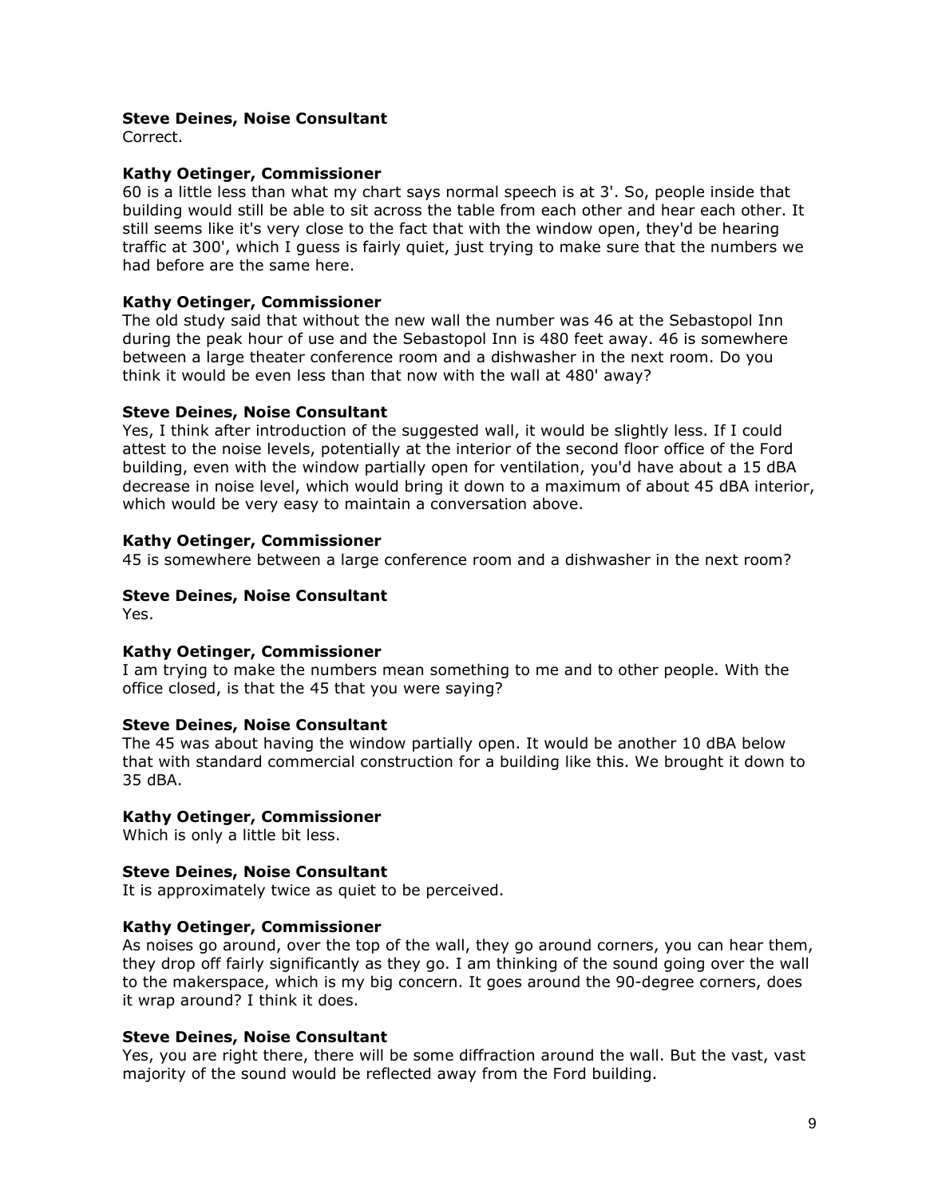**Steve Deines, Noise Consultant**
Correct.

**Kathy Oetinger, Commissioner**
60 is a little less than what my chart says normal speech is at 3'. So, people inside that building would still be able to sit across the table from each other and hear each other. It still seems like it's very close to the fact that with the window open, they'd be hearing traffic at 300', which I guess is fairly quiet, just trying to make sure that the numbers we had before are the same here.

**Kathy Oetinger, Commissioner**
The old study said that without the new wall the number was 46 at the Sebastopol Inn during the peak hour of use and the Sebastopol Inn is 480 feet away. 46 is somewhere between a large theater conference room and a dishwasher in the next room. Do you think it would be even less than that now with the wall at 480' away?

**Steve Deines, Noise Consultant**
Yes, I think after introduction of the suggested wall, it would be slightly less. If I could attest to the noise levels, potentially at the interior of the second floor office of the Ford building, even with the window partially open for ventilation, you'd have about a 15 dBA decrease in noise level, which would bring it down to a maximum of about 45 dBA interior, which would be very easy to maintain a conversation above.

**Kathy Oetinger, Commissioner**
45 is somewhere between a large conference room and a dishwasher in the next room?

**Steve Deines, Noise Consultant**
Yes.

**Kathy Oetinger, Commissioner**
I am trying to make the numbers mean something to me and to other people. With the office closed, is that the 45 that you were saying?

**Steve Deines, Noise Consultant**
The 45 was about having the window partially open. It would be another 10 dBA below that with standard commercial construction for a building like this. We brought it down to 35 dBA.

**Kathy Oetinger, Commissioner**
Which is only a little bit less.

**Steve Deines, Noise Consultant**
It is approximately twice as quiet to be perceived.

**Kathy Oetinger, Commissioner**
As noises go around, over the top of the wall, they go around corners, you can hear them, they drop off fairly significantly as they go. I am thinking of the sound going over the wall to the makerspace, which is my big concern. It goes around the 90-degree corners, does it wrap around? I think it does.

**Steve Deines, Noise Consultant**
Yes, you are right there, there will be some diffraction around the wall. But the vast, vast majority of the sound would be reflected away from the Ford building.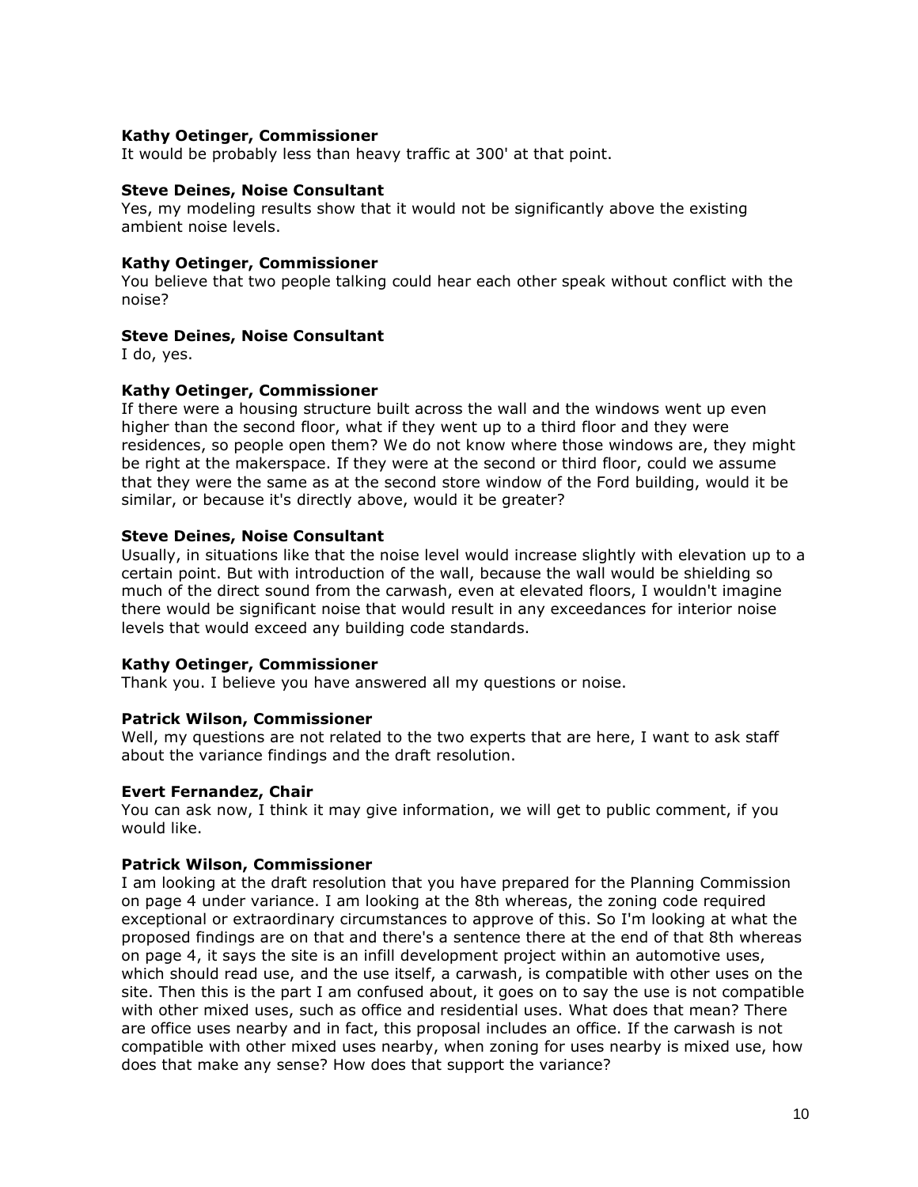**Kathy Oetinger, Commissioner**
It would be probably less than heavy traffic at 300' at that point.

**Steve Deines, Noise Consultant**
Yes, my modeling results show that it would not be significantly above the existing ambient noise levels.

**Kathy Oetinger, Commissioner**
You believe that two people talking could hear each other speak without conflict with the noise?

**Steve Deines, Noise Consultant**
I do, yes.

**Kathy Oetinger, Commissioner**
If there were a housing structure built across the wall and the windows went up even higher than the second floor, what if they went up to a third floor and they were residences, so people open them? We do not know where those windows are, they might be right at the makerspace. If they were at the second or third floor, could we assume that they were the same as at the second store window of the Ford building, would it be similar, or because it's directly above, would it be greater?

**Steve Deines, Noise Consultant**
Usually, in situations like that the noise level would increase slightly with elevation up to a certain point. But with introduction of the wall, because the wall would be shielding so much of the direct sound from the carwash, even at elevated floors, I wouldn't imagine there would be significant noise that would result in any exceedances for interior noise levels that would exceed any building code standards.

**Kathy Oetinger, Commissioner**
Thank you. I believe you have answered all my questions or noise.

**Patrick Wilson, Commissioner**
Well, my questions are not related to the two experts that are here, I want to ask staff about the variance findings and the draft resolution.

**Evert Fernandez, Chair**
You can ask now, I think it may give information, we will get to public comment, if you would like.

**Patrick Wilson, Commissioner**
I am looking at the draft resolution that you have prepared for the Planning Commission on page 4 under variance. I am looking at the 8th whereas, the zoning code required exceptional or extraordinary circumstances to approve of this. So I'm looking at what the proposed findings are on that and there's a sentence there at the end of that 8th whereas on page 4, it says the site is an infill development project within an automotive uses, which should read use, and the use itself, a carwash, is compatible with other uses on the site. Then this is the part I am confused about, it goes on to say the use is not compatible with other mixed uses, such as office and residential uses. What does that mean? There are office uses nearby and in fact, this proposal includes an office. If the carwash is not compatible with other mixed uses nearby, when zoning for uses nearby is mixed use, how does that make any sense? How does that support the variance?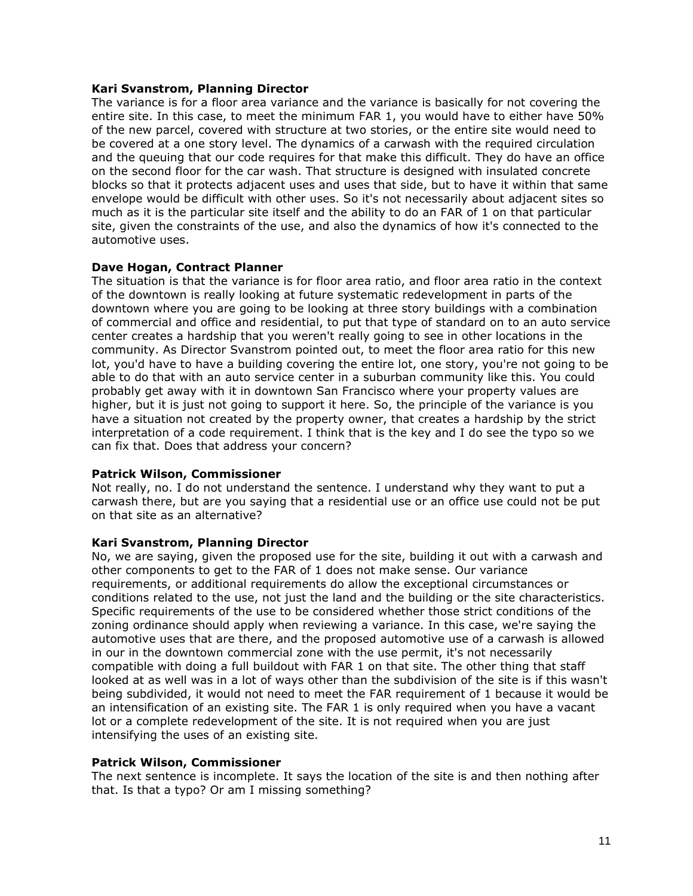**Kari Svanstrom, Planning Director**
The variance is for a floor area variance and the variance is basically for not covering the entire site. In this case, to meet the minimum FAR 1, you would have to either have 50% of the new parcel, covered with structure at two stories, or the entire site would need to be covered at a one story level. The dynamics of a carwash with the required circulation and the queuing that our code requires for that make this difficult. They do have an office on the second floor for the car wash. That structure is designed with insulated concrete blocks so that it protects adjacent uses and uses that side, but to have it within that same envelope would be difficult with other uses. So it's not necessarily about adjacent sites so much as it is the particular site itself and the ability to do an FAR of 1 on that particular site, given the constraints of the use, and also the dynamics of how it's connected to the automotive uses.

**Dave Hogan, Contract Planner**
The situation is that the variance is for floor area ratio, and floor area ratio in the context of the downtown is really looking at future systematic redevelopment in parts of the downtown where you are going to be looking at three story buildings with a combination of commercial and office and residential, to put that type of standard on to an auto service center creates a hardship that you weren't really going to see in other locations in the community. As Director Svanstrom pointed out, to meet the floor area ratio for this new lot, you'd have to have a building covering the entire lot, one story, you're not going to be able to do that with an auto service center in a suburban community like this. You could probably get away with it in downtown San Francisco where your property values are higher, but it is just not going to support it here. So, the principle of the variance is you have a situation not created by the property owner, that creates a hardship by the strict interpretation of a code requirement. I think that is the key and I do see the typo so we can fix that. Does that address your concern?

**Patrick Wilson, Commissioner**
Not really, no. I do not understand the sentence. I understand why they want to put a carwash there, but are you saying that a residential use or an office use could not be put on that site as an alternative?

**Kari Svanstrom, Planning Director**
No, we are saying, given the proposed use for the site, building it out with a carwash and other components to get to the FAR of 1 does not make sense. Our variance requirements, or additional requirements do allow the exceptional circumstances or conditions related to the use, not just the land and the building or the site characteristics. Specific requirements of the use to be considered whether those strict conditions of the zoning ordinance should apply when reviewing a variance. In this case, we're saying the automotive uses that are there, and the proposed automotive use of a carwash is allowed in our in the downtown commercial zone with the use permit, it's not necessarily compatible with doing a full buildout with FAR 1 on that site. The other thing that staff looked at as well was in a lot of ways other than the subdivision of the site is if this wasn't being subdivided, it would not need to meet the FAR requirement of 1 because it would be an intensification of an existing site. The FAR 1 is only required when you have a vacant lot or a complete redevelopment of the site. It is not required when you are just intensifying the uses of an existing site.

**Patrick Wilson, Commissioner**
The next sentence is incomplete. It says the location of the site is and then nothing after that. Is that a typo? Or am I missing something?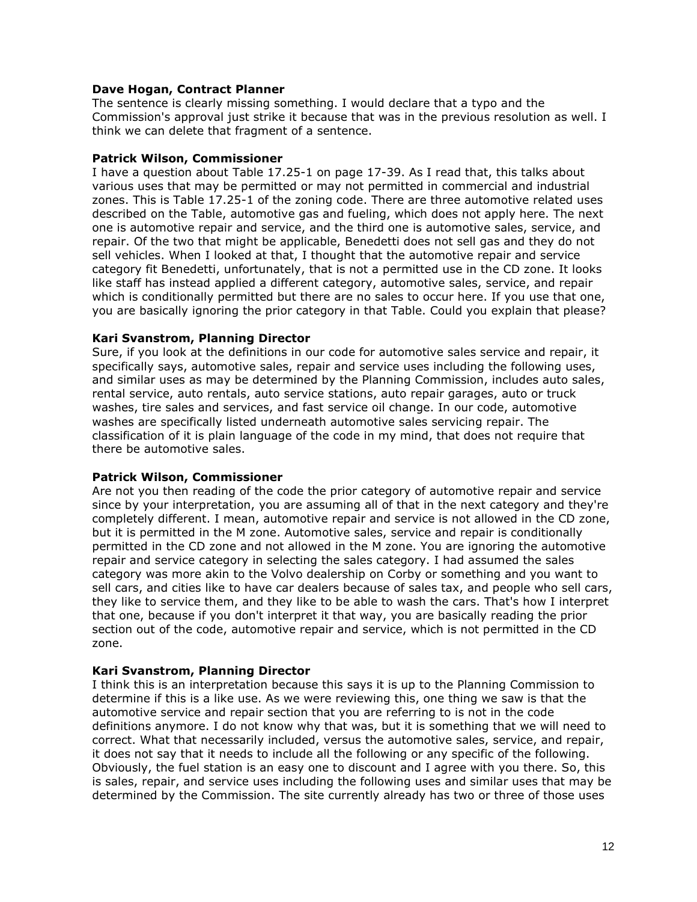**Dave Hogan, Contract Planner**
The sentence is clearly missing something. I would declare that a typo and the Commission's approval just strike it because that was in the previous resolution as well. I think we can delete that fragment of a sentence.

**Patrick Wilson, Commissioner**
I have a question about Table 17.25-1 on page 17-39. As I read that, this talks about various uses that may be permitted or may not permitted in commercial and industrial zones. This is Table 17.25-1 of the zoning code. There are three automotive related uses described on the Table, automotive gas and fueling, which does not apply here. The next one is automotive repair and service, and the third one is automotive sales, service, and repair. Of the two that might be applicable, Benedetti does not sell gas and they do not sell vehicles. When I looked at that, I thought that the automotive repair and service category fit Benedetti, unfortunately, that is not a permitted use in the CD zone. It looks like staff has instead applied a different category, automotive sales, service, and repair which is conditionally permitted but there are no sales to occur here. If you use that one, you are basically ignoring the prior category in that Table. Could you explain that please?

**Kari Svanstrom, Planning Director**
Sure, if you look at the definitions in our code for automotive sales service and repair, it specifically says, automotive sales, repair and service uses including the following uses, and similar uses as may be determined by the Planning Commission, includes auto sales, rental service, auto rentals, auto service stations, auto repair garages, auto or truck washes, tire sales and services, and fast service oil change. In our code, automotive washes are specifically listed underneath automotive sales servicing repair. The classification of it is plain language of the code in my mind, that does not require that there be automotive sales.

**Patrick Wilson, Commissioner**
Are not you then reading of the code the prior category of automotive repair and service since by your interpretation, you are assuming all of that in the next category and they're completely different. I mean, automotive repair and service is not allowed in the CD zone, but it is permitted in the M zone. Automotive sales, service and repair is conditionally permitted in the CD zone and not allowed in the M zone. You are ignoring the automotive repair and service category in selecting the sales category. I had assumed the sales category was more akin to the Volvo dealership on Corby or something and you want to sell cars, and cities like to have car dealers because of sales tax, and people who sell cars, they like to service them, and they like to be able to wash the cars. That's how I interpret that one, because if you don't interpret it that way, you are basically reading the prior section out of the code, automotive repair and service, which is not permitted in the CD zone.

**Kari Svanstrom, Planning Director**
I think this is an interpretation because this says it is up to the Planning Commission to determine if this is a like use. As we were reviewing this, one thing we saw is that the automotive service and repair section that you are referring to is not in the code definitions anymore. I do not know why that was, but it is something that we will need to correct. What that necessarily included, versus the automotive sales, service, and repair, it does not say that it needs to include all the following or any specific of the following. Obviously, the fuel station is an easy one to discount and I agree with you there. So, this is sales, repair, and service uses including the following uses and similar uses that may be determined by the Commission. The site currently already has two or three of those uses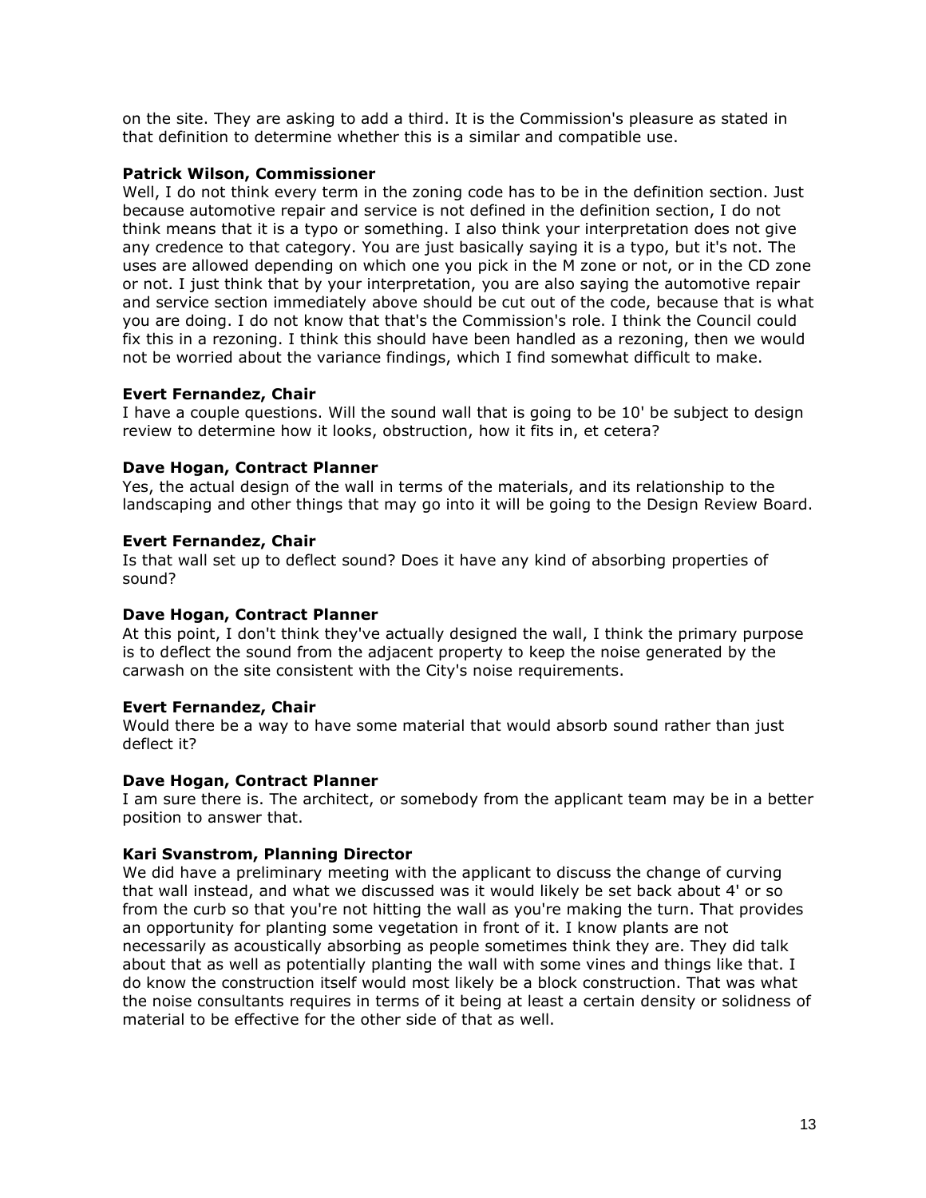on the site. They are asking to add a third. It is the Commission's pleasure as stated in that definition to determine whether this is a similar and compatible use.

**Patrick Wilson, Commissioner**
Well, I do not think every term in the zoning code has to be in the definition section. Just because automotive repair and service is not defined in the definition section, I do not think means that it is a typo or something. I also think your interpretation does not give any credence to that category. You are just basically saying it is a typo, but it's not. The uses are allowed depending on which one you pick in the M zone or not, or in the CD zone or not. I just think that by your interpretation, you are also saying the automotive repair and service section immediately above should be cut out of the code, because that is what you are doing. I do not know that that's the Commission's role. I think the Council could fix this in a rezoning. I think this should have been handled as a rezoning, then we would not be worried about the variance findings, which I find somewhat difficult to make.

**Evert Fernandez, Chair**
I have a couple questions. Will the sound wall that is going to be 10' be subject to design review to determine how it looks, obstruction, how it fits in, et cetera?

**Dave Hogan, Contract Planner**
Yes, the actual design of the wall in terms of the materials, and its relationship to the landscaping and other things that may go into it will be going to the Design Review Board.

**Evert Fernandez, Chair**
Is that wall set up to deflect sound? Does it have any kind of absorbing properties of sound?

**Dave Hogan, Contract Planner**
At this point, I don't think they've actually designed the wall, I think the primary purpose is to deflect the sound from the adjacent property to keep the noise generated by the carwash on the site consistent with the City's noise requirements.

**Evert Fernandez, Chair**
Would there be a way to have some material that would absorb sound rather than just deflect it?

**Dave Hogan, Contract Planner**
I am sure there is. The architect, or somebody from the applicant team may be in a better position to answer that.

**Kari Svanstrom, Planning Director**
We did have a preliminary meeting with the applicant to discuss the change of curving that wall instead, and what we discussed was it would likely be set back about 4' or so from the curb so that you're not hitting the wall as you're making the turn. That provides an opportunity for planting some vegetation in front of it. I know plants are not necessarily as acoustically absorbing as people sometimes think they are. They did talk about that as well as potentially planting the wall with some vines and things like that. I do know the construction itself would most likely be a block construction. That was what the noise consultants requires in terms of it being at least a certain density or solidness of material to be effective for the other side of that as well.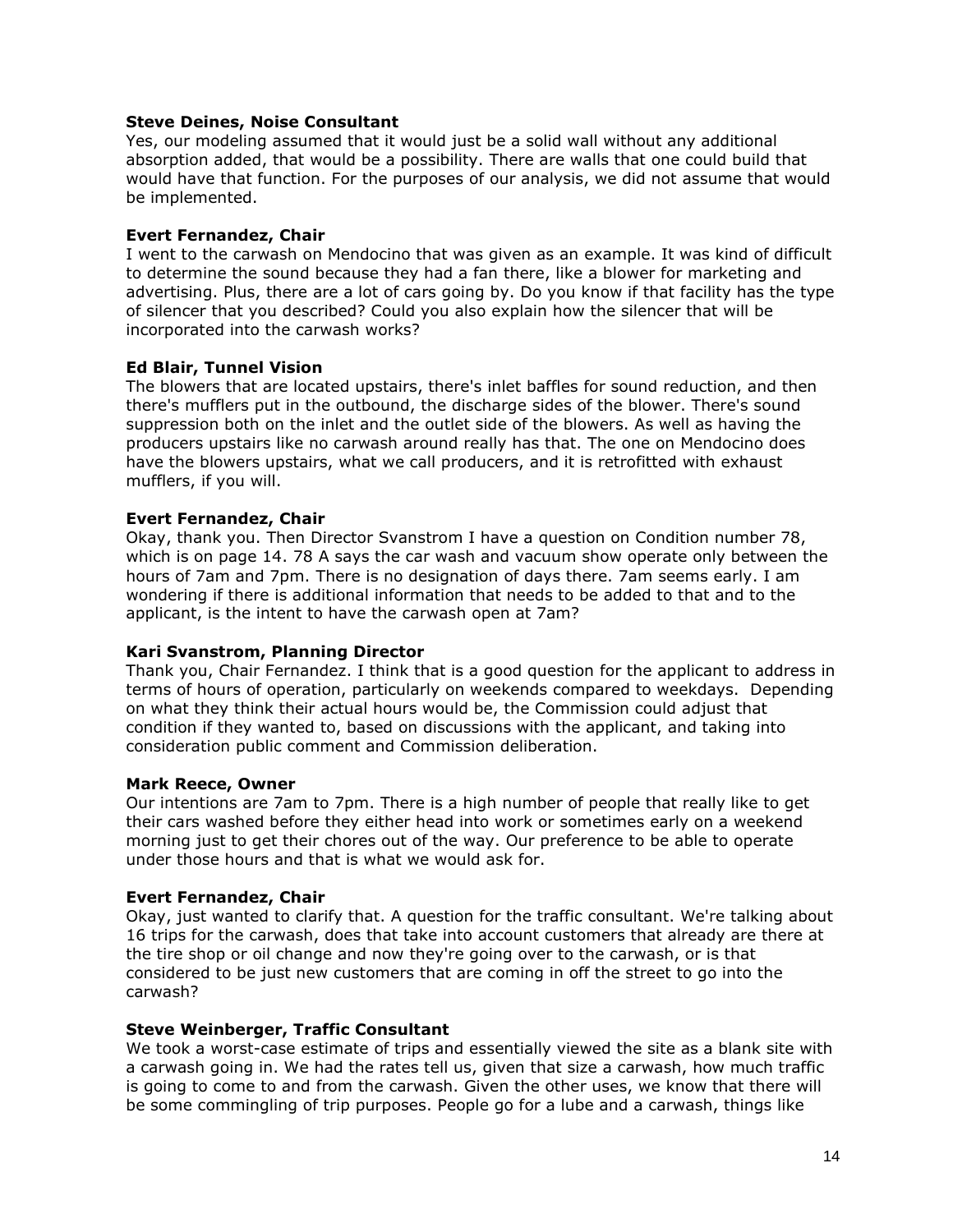**Steve Deines, Noise Consultant**
Yes, our modeling assumed that it would just be a solid wall without any additional absorption added, that would be a possibility. There are walls that one could build that would have that function. For the purposes of our analysis, we did not assume that would be implemented.

**Evert Fernandez, Chair**
I went to the carwash on Mendocino that was given as an example. It was kind of difficult to determine the sound because they had a fan there, like a blower for marketing and advertising. Plus, there are a lot of cars going by. Do you know if that facility has the type of silencer that you described? Could you also explain how the silencer that will be incorporated into the carwash works?

**Ed Blair, Tunnel Vision**
The blowers that are located upstairs, there's inlet baffles for sound reduction, and then there's mufflers put in the outbound, the discharge sides of the blower. There's sound suppression both on the inlet and the outlet side of the blowers. As well as having the producers upstairs like no carwash around really has that. The one on Mendocino does have the blowers upstairs, what we call producers, and it is retrofitted with exhaust mufflers, if you will.

**Evert Fernandez, Chair**
Okay, thank you. Then Director Svanstrom I have a question on Condition number 78, which is on page 14. 78 A says the car wash and vacuum show operate only between the hours of 7am and 7pm. There is no designation of days there. 7am seems early. I am wondering if there is additional information that needs to be added to that and to the applicant, is the intent to have the carwash open at 7am?

**Kari Svanstrom, Planning Director**
Thank you, Chair Fernandez. I think that is a good question for the applicant to address in terms of hours of operation, particularly on weekends compared to weekdays. Depending on what they think their actual hours would be, the Commission could adjust that condition if they wanted to, based on discussions with the applicant, and taking into consideration public comment and Commission deliberation.

**Mark Reece, Owner**
Our intentions are 7am to 7pm. There is a high number of people that really like to get their cars washed before they either head into work or sometimes early on a weekend morning just to get their chores out of the way. Our preference to be able to operate under those hours and that is what we would ask for.

**Evert Fernandez, Chair**
Okay, just wanted to clarify that. A question for the traffic consultant. We're talking about 16 trips for the carwash, does that take into account customers that already are there at the tire shop or oil change and now they're going over to the carwash, or is that considered to be just new customers that are coming in off the street to go into the carwash?

**Steve Weinberger, Traffic Consultant**
We took a worst-case estimate of trips and essentially viewed the site as a blank site with a carwash going in. We had the rates tell us, given that size a carwash, how much traffic is going to come to and from the carwash. Given the other uses, we know that there will be some commingling of trip purposes. People go for a lube and a carwash, things like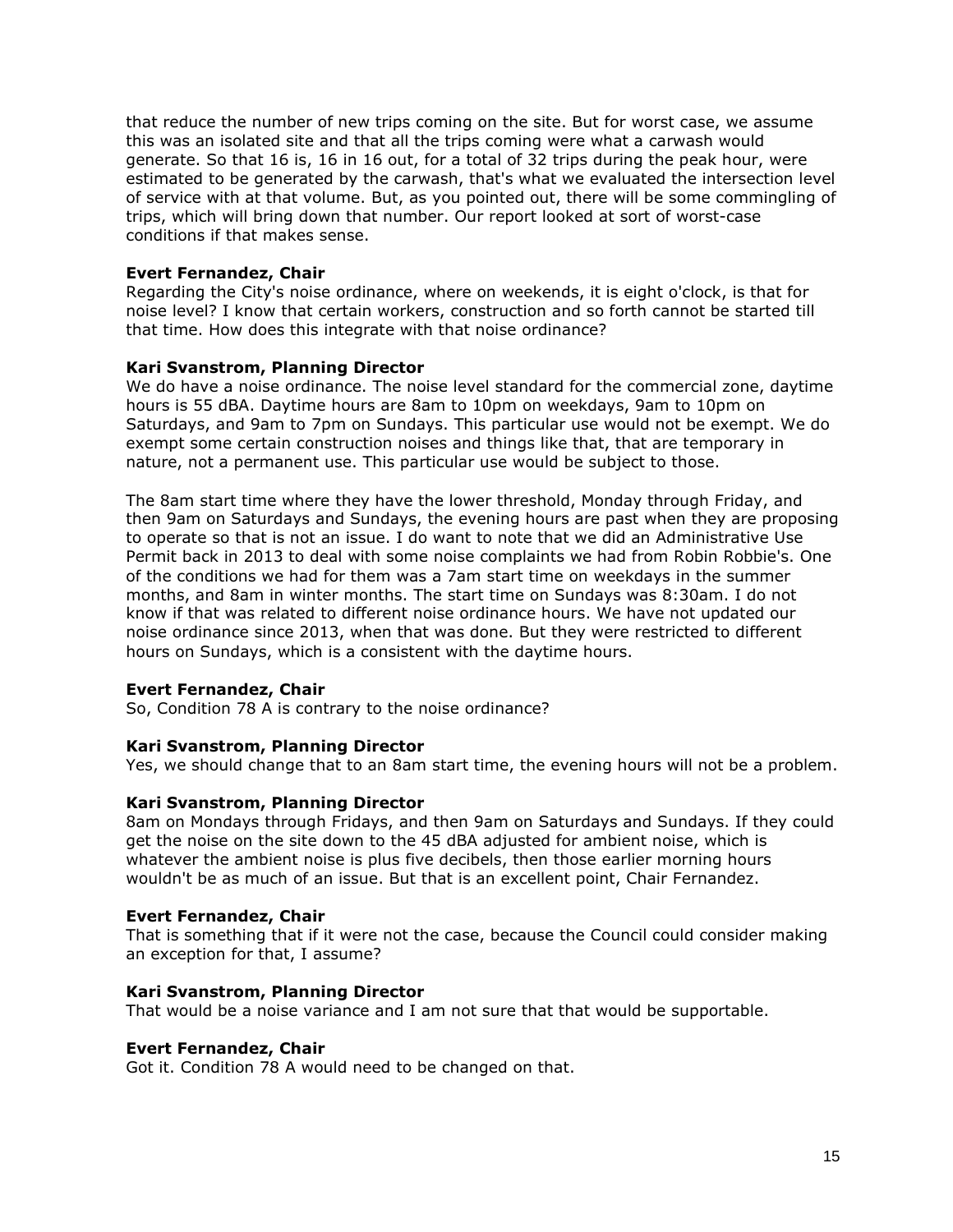that reduce the number of new trips coming on the site. But for worst case, we assume this was an isolated site and that all the trips coming were what a carwash would generate. So that 16 is, 16 in 16 out, for a total of 32 trips during the peak hour, were estimated to be generated by the carwash, that's what we evaluated the intersection level of service with at that volume. But, as you pointed out, there will be some commingling of trips, which will bring down that number. Our report looked at sort of worst-case conditions if that makes sense.

**Evert Fernandez, Chair**
Regarding the City's noise ordinance, where on weekends, it is eight o'clock, is that for noise level? I know that certain workers, construction and so forth cannot be started till that time. How does this integrate with that noise ordinance?

**Kari Svanstrom, Planning Director**
We do have a noise ordinance. The noise level standard for the commercial zone, daytime hours is 55 dBA. Daytime hours are 8am to 10pm on weekdays, 9am to 10pm on Saturdays, and 9am to 7pm on Sundays. This particular use would not be exempt. We do exempt some certain construction noises and things like that, that are temporary in nature, not a permanent use. This particular use would be subject to those.

The 8am start time where they have the lower threshold, Monday through Friday, and then 9am on Saturdays and Sundays, the evening hours are past when they are proposing to operate so that is not an issue. I do want to note that we did an Administrative Use Permit back in 2013 to deal with some noise complaints we had from Robin Robbie's. One of the conditions we had for them was a 7am start time on weekdays in the summer months, and 8am in winter months. The start time on Sundays was 8:30am. I do not know if that was related to different noise ordinance hours. We have not updated our noise ordinance since 2013, when that was done. But they were restricted to different hours on Sundays, which is a consistent with the daytime hours.

**Evert Fernandez, Chair**
So, Condition 78 A is contrary to the noise ordinance?

**Kari Svanstrom, Planning Director**
Yes, we should change that to an 8am start time, the evening hours will not be a problem.

**Kari Svanstrom, Planning Director**
8am on Mondays through Fridays, and then 9am on Saturdays and Sundays. If they could get the noise on the site down to the 45 dBA adjusted for ambient noise, which is whatever the ambient noise is plus five decibels, then those earlier morning hours wouldn't be as much of an issue. But that is an excellent point, Chair Fernandez.

**Evert Fernandez, Chair**
That is something that if it were not the case, because the Council could consider making an exception for that, I assume?

**Kari Svanstrom, Planning Director**
That would be a noise variance and I am not sure that that would be supportable.

**Evert Fernandez, Chair**
Got it. Condition 78 A would need to be changed on that.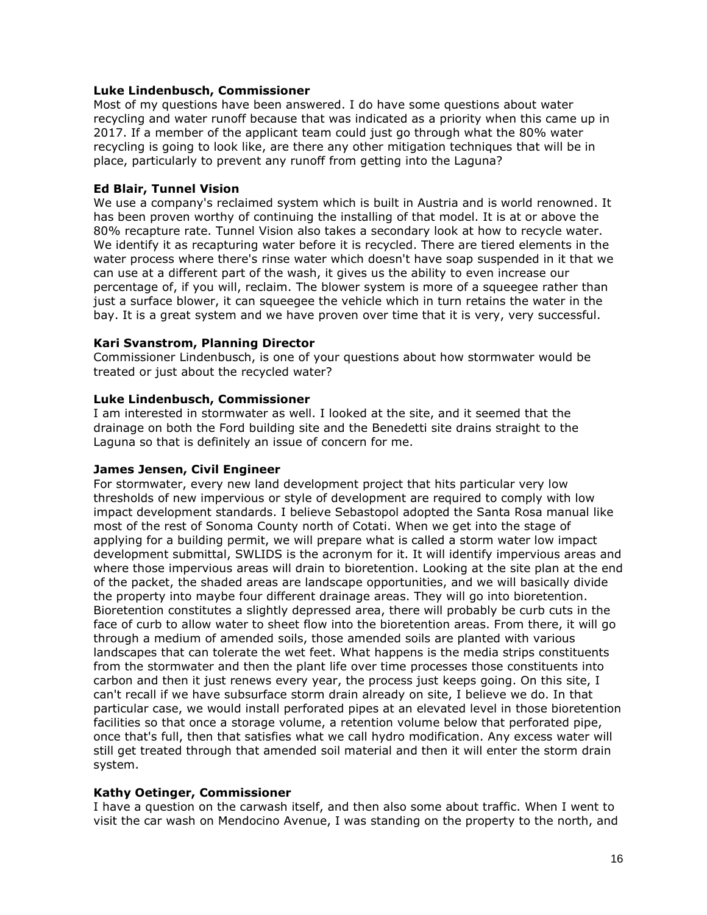**Luke Lindenbusch, Commissioner**
Most of my questions have been answered. I do have some questions about water recycling and water runoff because that was indicated as a priority when this came up in 2017. If a member of the applicant team could just go through what the 80% water recycling is going to look like, are there any other mitigation techniques that will be in place, particularly to prevent any runoff from getting into the Laguna?

**Ed Blair, Tunnel Vision**
We use a company's reclaimed system which is built in Austria and is world renowned. It has been proven worthy of continuing the installing of that model. It is at or above the 80% recapture rate. Tunnel Vision also takes a secondary look at how to recycle water. We identify it as recapturing water before it is recycled. There are tiered elements in the water process where there's rinse water which doesn't have soap suspended in it that we can use at a different part of the wash, it gives us the ability to even increase our percentage of, if you will, reclaim. The blower system is more of a squeegee rather than just a surface blower, it can squeegee the vehicle which in turn retains the water in the bay. It is a great system and we have proven over time that it is very, very successful.

**Kari Svanstrom, Planning Director**
Commissioner Lindenbusch, is one of your questions about how stormwater would be treated or just about the recycled water?

**Luke Lindenbusch, Commissioner**
I am interested in stormwater as well. I looked at the site, and it seemed that the drainage on both the Ford building site and the Benedetti site drains straight to the Laguna so that is definitely an issue of concern for me.

**James Jensen, Civil Engineer**
For stormwater, every new land development project that hits particular very low thresholds of new impervious or style of development are required to comply with low impact development standards. I believe Sebastopol adopted the Santa Rosa manual like most of the rest of Sonoma County north of Cotati. When we get into the stage of applying for a building permit, we will prepare what is called a storm water low impact development submittal, SWLIDS is the acronym for it. It will identify impervious areas and where those impervious areas will drain to bioretention. Looking at the site plan at the end of the packet, the shaded areas are landscape opportunities, and we will basically divide the property into maybe four different drainage areas. They will go into bioretention. Bioretention constitutes a slightly depressed area, there will probably be curb cuts in the face of curb to allow water to sheet flow into the bioretention areas. From there, it will go through a medium of amended soils, those amended soils are planted with various landscapes that can tolerate the wet feet. What happens is the media strips constituents from the stormwater and then the plant life over time processes those constituents into carbon and then it just renews every year, the process just keeps going. On this site, I can't recall if we have subsurface storm drain already on site, I believe we do. In that particular case, we would install perforated pipes at an elevated level in those bioretention facilities so that once a storage volume, a retention volume below that perforated pipe, once that's full, then that satisfies what we call hydro modification. Any excess water will still get treated through that amended soil material and then it will enter the storm drain system.

**Kathy Oetinger, Commissioner**
I have a question on the carwash itself, and then also some about traffic. When I went to visit the car wash on Mendocino Avenue, I was standing on the property to the north, and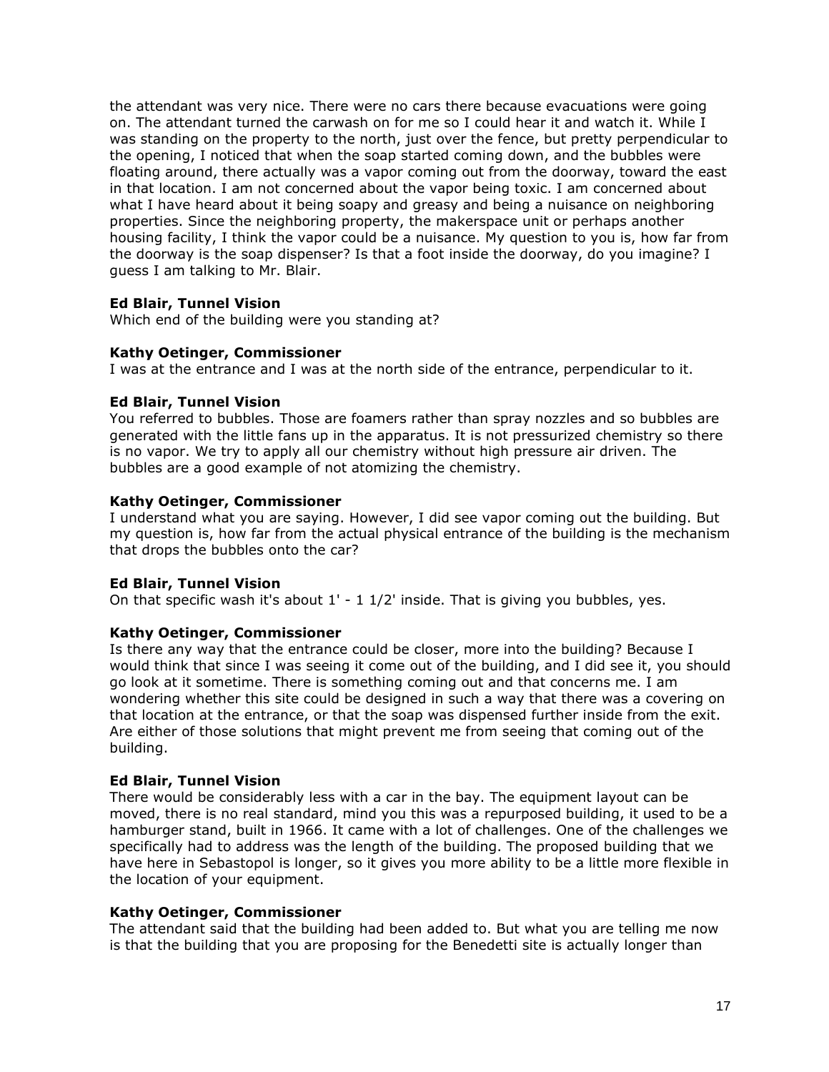the attendant was very nice. There were no cars there because evacuations were going on. The attendant turned the carwash on for me so I could hear it and watch it. While I was standing on the property to the north, just over the fence, but pretty perpendicular to the opening, I noticed that when the soap started coming down, and the bubbles were floating around, there actually was a vapor coming out from the doorway, toward the east in that location. I am not concerned about the vapor being toxic. I am concerned about what I have heard about it being soapy and greasy and being a nuisance on neighboring properties. Since the neighboring property, the makerspace unit or perhaps another housing facility, I think the vapor could be a nuisance. My question to you is, how far from the doorway is the soap dispenser? Is that a foot inside the doorway, do you imagine? I guess I am talking to Mr. Blair.

**Ed Blair, Tunnel Vision**
Which end of the building were you standing at?

**Kathy Oetinger, Commissioner**
I was at the entrance and I was at the north side of the entrance, perpendicular to it.

**Ed Blair, Tunnel Vision**
You referred to bubbles. Those are foamers rather than spray nozzles and so bubbles are generated with the little fans up in the apparatus. It is not pressurized chemistry so there is no vapor. We try to apply all our chemistry without high pressure air driven. The bubbles are a good example of not atomizing the chemistry.

**Kathy Oetinger, Commissioner**
I understand what you are saying. However, I did see vapor coming out the building. But my question is, how far from the actual physical entrance of the building is the mechanism that drops the bubbles onto the car?

**Ed Blair, Tunnel Vision**
On that specific wash it's about 1' - 1 1/2' inside. That is giving you bubbles, yes.

**Kathy Oetinger, Commissioner**
Is there any way that the entrance could be closer, more into the building? Because I would think that since I was seeing it come out of the building, and I did see it, you should go look at it sometime. There is something coming out and that concerns me. I am wondering whether this site could be designed in such a way that there was a covering on that location at the entrance, or that the soap was dispensed further inside from the exit. Are either of those solutions that might prevent me from seeing that coming out of the building.

**Ed Blair, Tunnel Vision**
There would be considerably less with a car in the bay. The equipment layout can be moved, there is no real standard, mind you this was a repurposed building, it used to be a hamburger stand, built in 1966. It came with a lot of challenges. One of the challenges we specifically had to address was the length of the building. The proposed building that we have here in Sebastopol is longer, so it gives you more ability to be a little more flexible in the location of your equipment.

**Kathy Oetinger, Commissioner**
The attendant said that the building had been added to. But what you are telling me now is that the building that you are proposing for the Benedetti site is actually longer than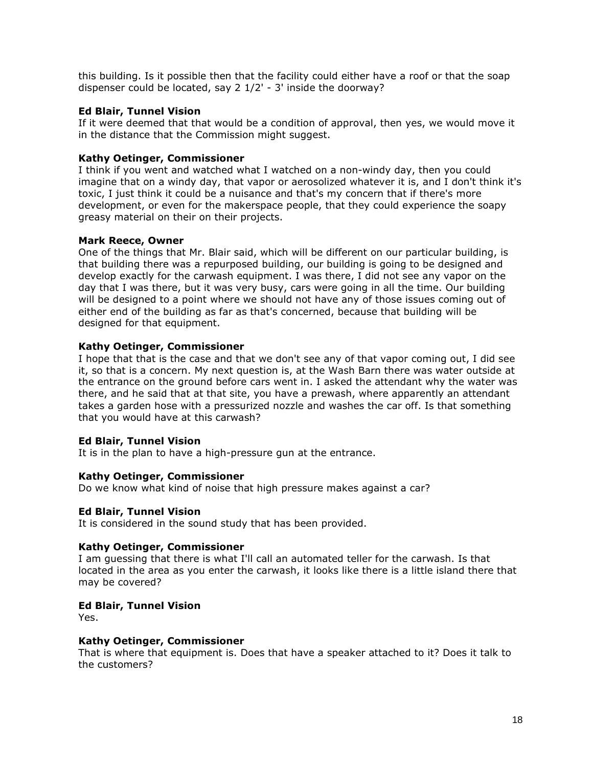this building. Is it possible then that the facility could either have a roof or that the soap dispenser could be located, say 2 1/2' - 3' inside the doorway?

**Ed Blair, Tunnel Vision**
If it were deemed that that would be a condition of approval, then yes, we would move it in the distance that the Commission might suggest.

**Kathy Oetinger, Commissioner**
I think if you went and watched what I watched on a non-windy day, then you could imagine that on a windy day, that vapor or aerosolized whatever it is, and I don't think it's toxic, I just think it could be a nuisance and that's my concern that if there's more development, or even for the makerspace people, that they could experience the soapy greasy material on their on their projects.

**Mark Reece, Owner**
One of the things that Mr. Blair said, which will be different on our particular building, is that building there was a repurposed building, our building is going to be designed and develop exactly for the carwash equipment. I was there, I did not see any vapor on the day that I was there, but it was very busy, cars were going in all the time. Our building will be designed to a point where we should not have any of those issues coming out of either end of the building as far as that's concerned, because that building will be designed for that equipment.

**Kathy Oetinger, Commissioner**
I hope that that is the case and that we don't see any of that vapor coming out, I did see it, so that is a concern. My next question is, at the Wash Barn there was water outside at the entrance on the ground before cars went in. I asked the attendant why the water was there, and he said that at that site, you have a prewash, where apparently an attendant takes a garden hose with a pressurized nozzle and washes the car off. Is that something that you would have at this carwash?

**Ed Blair, Tunnel Vision**
It is in the plan to have a high-pressure gun at the entrance.

**Kathy Oetinger, Commissioner**
Do we know what kind of noise that high pressure makes against a car?

**Ed Blair, Tunnel Vision**
It is considered in the sound study that has been provided.

**Kathy Oetinger, Commissioner**
I am guessing that there is what I'll call an automated teller for the carwash. Is that located in the area as you enter the carwash, it looks like there is a little island there that may be covered?

**Ed Blair, Tunnel Vision**
Yes.

**Kathy Oetinger, Commissioner**
That is where that equipment is. Does that have a speaker attached to it? Does it talk to the customers?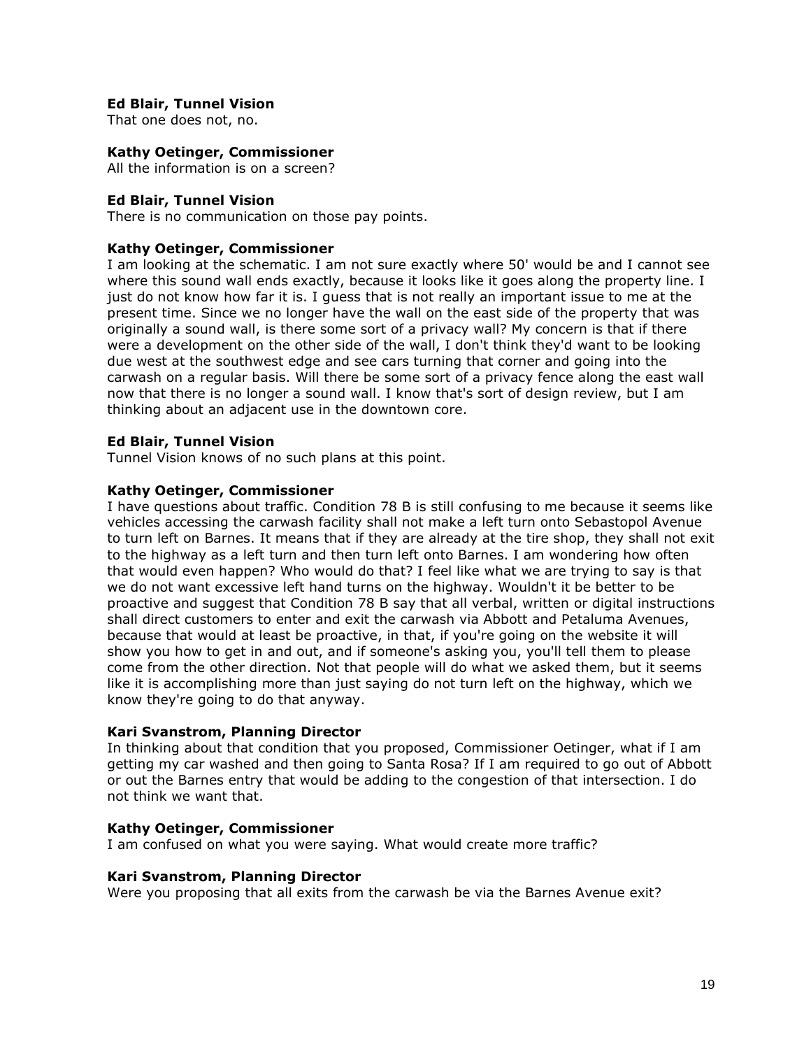**Ed Blair, Tunnel Vision**
That one does not, no.

**Kathy Oetinger, Commissioner**
All the information is on a screen?

**Ed Blair, Tunnel Vision**
There is no communication on those pay points.

**Kathy Oetinger, Commissioner**
I am looking at the schematic. I am not sure exactly where 50' would be and I cannot see where this sound wall ends exactly, because it looks like it goes along the property line. I just do not know how far it is. I guess that is not really an important issue to me at the present time. Since we no longer have the wall on the east side of the property that was originally a sound wall, is there some sort of a privacy wall? My concern is that if there were a development on the other side of the wall, I don't think they'd want to be looking due west at the southwest edge and see cars turning that corner and going into the carwash on a regular basis. Will there be some sort of a privacy fence along the east wall now that there is no longer a sound wall. I know that's sort of design review, but I am thinking about an adjacent use in the downtown core.

**Ed Blair, Tunnel Vision**
Tunnel Vision knows of no such plans at this point.

**Kathy Oetinger, Commissioner**
I have questions about traffic. Condition 78 B is still confusing to me because it seems like vehicles accessing the carwash facility shall not make a left turn onto Sebastopol Avenue to turn left on Barnes. It means that if they are already at the tire shop, they shall not exit to the highway as a left turn and then turn left onto Barnes. I am wondering how often that would even happen? Who would do that? I feel like what we are trying to say is that we do not want excessive left hand turns on the highway. Wouldn't it be better to be proactive and suggest that Condition 78 B say that all verbal, written or digital instructions shall direct customers to enter and exit the carwash via Abbott and Petaluma Avenues, because that would at least be proactive, in that, if you're going on the website it will show you how to get in and out, and if someone's asking you, you'll tell them to please come from the other direction. Not that people will do what we asked them, but it seems like it is accomplishing more than just saying do not turn left on the highway, which we know they're going to do that anyway.

**Kari Svanstrom, Planning Director**
In thinking about that condition that you proposed, Commissioner Oetinger, what if I am getting my car washed and then going to Santa Rosa? If I am required to go out of Abbott or out the Barnes entry that would be adding to the congestion of that intersection. I do not think we want that.

**Kathy Oetinger, Commissioner**
I am confused on what you were saying. What would create more traffic?

**Kari Svanstrom, Planning Director**
Were you proposing that all exits from the carwash be via the Barnes Avenue exit?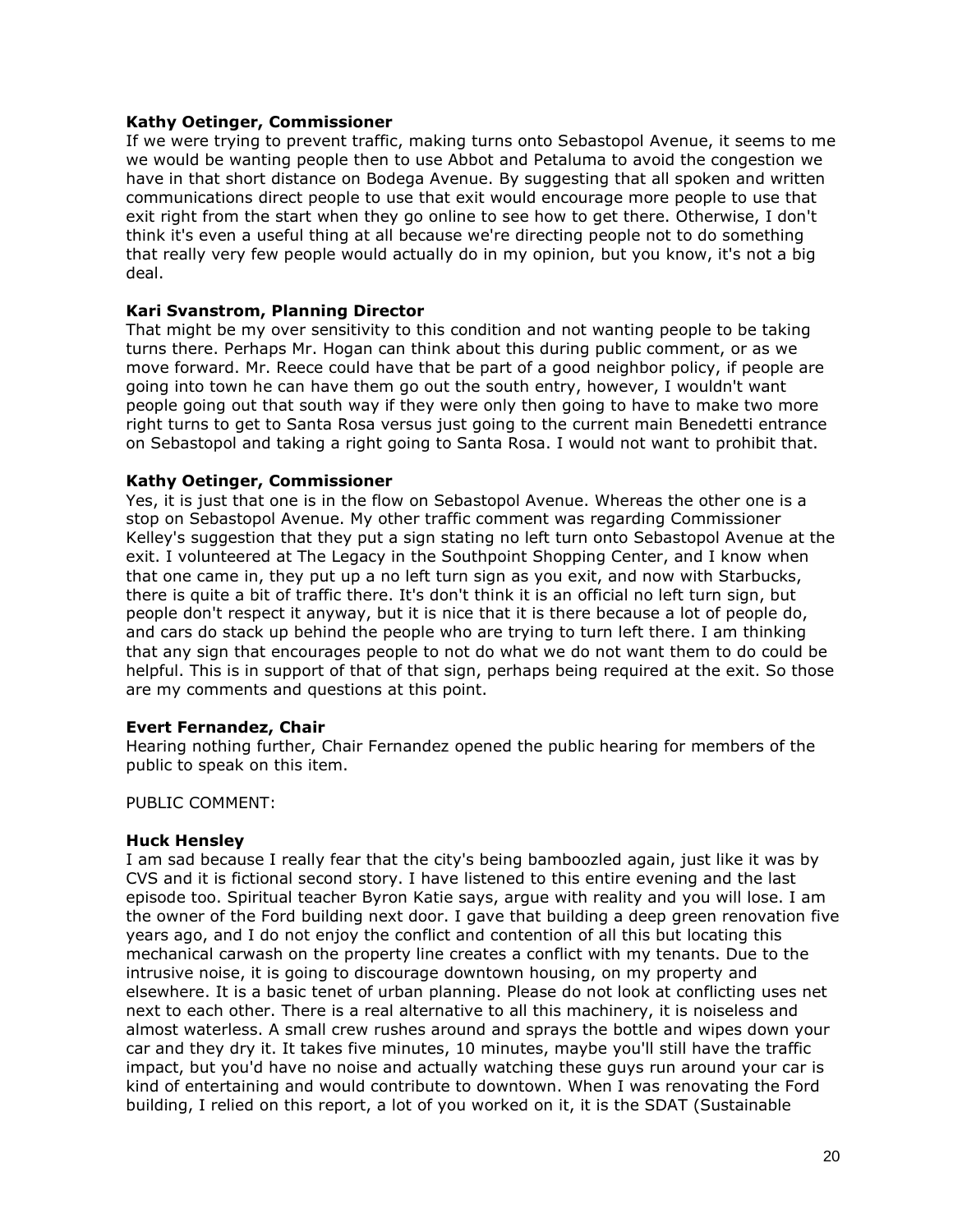**Kathy Oetinger, Commissioner**
If we were trying to prevent traffic, making turns onto Sebastopol Avenue, it seems to me we would be wanting people then to use Abbot and Petaluma to avoid the congestion we have in that short distance on Bodega Avenue. By suggesting that all spoken and written communications direct people to use that exit would encourage more people to use that exit right from the start when they go online to see how to get there. Otherwise, I don't think it's even a useful thing at all because we're directing people not to do something that really very few people would actually do in my opinion, but you know, it's not a big deal.

**Kari Svanstrom, Planning Director**
That might be my over sensitivity to this condition and not wanting people to be taking turns there. Perhaps Mr. Hogan can think about this during public comment, or as we move forward. Mr. Reece could have that be part of a good neighbor policy, if people are going into town he can have them go out the south entry, however, I wouldn't want people going out that south way if they were only then going to have to make two more right turns to get to Santa Rosa versus just going to the current main Benedetti entrance on Sebastopol and taking a right going to Santa Rosa. I would not want to prohibit that.

**Kathy Oetinger, Commissioner**
Yes, it is just that one is in the flow on Sebastopol Avenue. Whereas the other one is a stop on Sebastopol Avenue. My other traffic comment was regarding Commissioner Kelley's suggestion that they put a sign stating no left turn onto Sebastopol Avenue at the exit. I volunteered at The Legacy in the Southpoint Shopping Center, and I know when that one came in, they put up a no left turn sign as you exit, and now with Starbucks, there is quite a bit of traffic there. It's don't think it is an official no left turn sign, but people don't respect it anyway, but it is nice that it is there because a lot of people do, and cars do stack up behind the people who are trying to turn left there. I am thinking that any sign that encourages people to not do what we do not want them to do could be helpful. This is in support of that of that sign, perhaps being required at the exit. So those are my comments and questions at this point.

**Evert Fernandez, Chair**
Hearing nothing further, Chair Fernandez opened the public hearing for members of the public to speak on this item.

PUBLIC COMMENT:

**Huck Hensley**
I am sad because I really fear that the city's being bamboozled again, just like it was by CVS and it is fictional second story. I have listened to this entire evening and the last episode too. Spiritual teacher Byron Katie says, argue with reality and you will lose. I am the owner of the Ford building next door. I gave that building a deep green renovation five years ago, and I do not enjoy the conflict and contention of all this but locating this mechanical carwash on the property line creates a conflict with my tenants. Due to the intrusive noise, it is going to discourage downtown housing, on my property and elsewhere. It is a basic tenet of urban planning. Please do not look at conflicting uses net next to each other. There is a real alternative to all this machinery, it is noiseless and almost waterless. A small crew rushes around and sprays the bottle and wipes down your car and they dry it. It takes five minutes, 10 minutes, maybe you'll still have the traffic impact, but you'd have no noise and actually watching these guys run around your car is kind of entertaining and would contribute to downtown. When I was renovating the Ford building, I relied on this report, a lot of you worked on it, it is the SDAT (Sustainable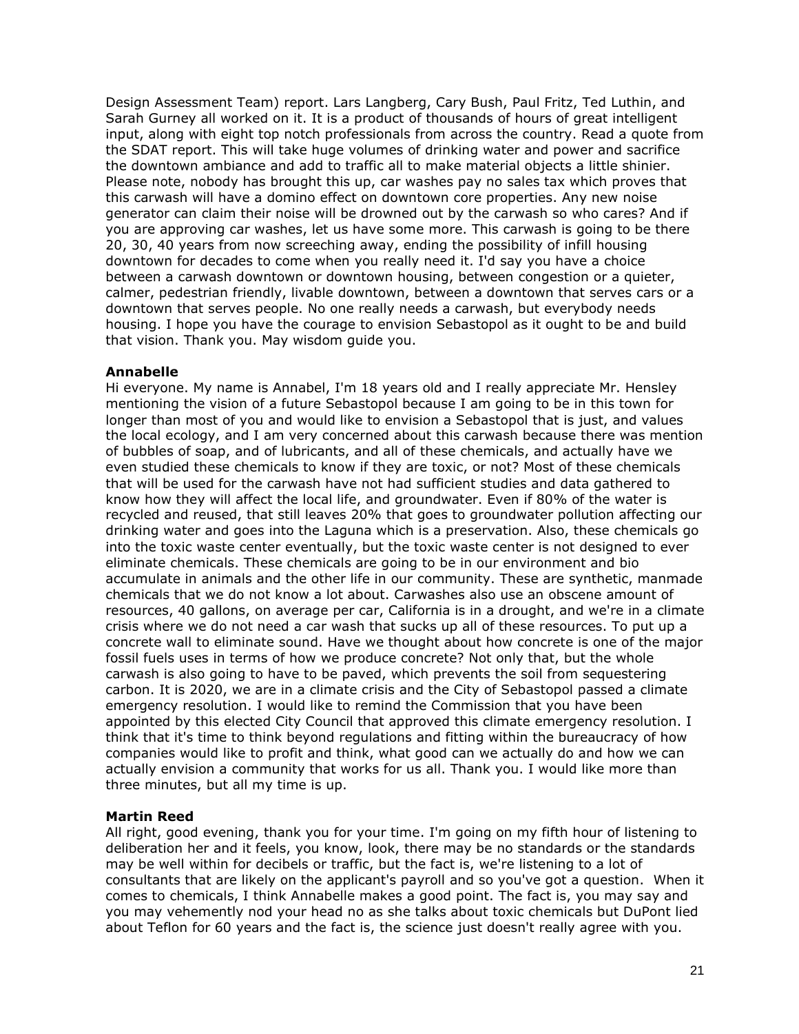Design Assessment Team) report. Lars Langberg, Cary Bush, Paul Fritz, Ted Luthin, and Sarah Gurney all worked on it. It is a product of thousands of hours of great intelligent input, along with eight top notch professionals from across the country. Read a quote from the SDAT report. This will take huge volumes of drinking water and power and sacrifice the downtown ambiance and add to traffic all to make material objects a little shinier. Please note, nobody has brought this up, car washes pay no sales tax which proves that this carwash will have a domino effect on downtown core properties. Any new noise generator can claim their noise will be drowned out by the carwash so who cares? And if you are approving car washes, let us have some more. This carwash is going to be there 20, 30, 40 years from now screeching away, ending the possibility of infill housing downtown for decades to come when you really need it. I'd say you have a choice between a carwash downtown or downtown housing, between congestion or a quieter, calmer, pedestrian friendly, livable downtown, between a downtown that serves cars or a downtown that serves people. No one really needs a carwash, but everybody needs housing. I hope you have the courage to envision Sebastopol as it ought to be and build that vision. Thank you. May wisdom guide you.

**Annabelle**
Hi everyone. My name is Annabel, I'm 18 years old and I really appreciate Mr. Hensley mentioning the vision of a future Sebastopol because I am going to be in this town for longer than most of you and would like to envision a Sebastopol that is just, and values the local ecology, and I am very concerned about this carwash because there was mention of bubbles of soap, and of lubricants, and all of these chemicals, and actually have we even studied these chemicals to know if they are toxic, or not? Most of these chemicals that will be used for the carwash have not had sufficient studies and data gathered to know how they will affect the local life, and groundwater. Even if 80% of the water is recycled and reused, that still leaves 20% that goes to groundwater pollution affecting our drinking water and goes into the Laguna which is a preservation. Also, these chemicals go into the toxic waste center eventually, but the toxic waste center is not designed to ever eliminate chemicals. These chemicals are going to be in our environment and bio accumulate in animals and the other life in our community. These are synthetic, manmade chemicals that we do not know a lot about. Carwashes also use an obscene amount of resources, 40 gallons, on average per car, California is in a drought, and we're in a climate crisis where we do not need a car wash that sucks up all of these resources. To put up a concrete wall to eliminate sound. Have we thought about how concrete is one of the major fossil fuels uses in terms of how we produce concrete? Not only that, but the whole carwash is also going to have to be paved, which prevents the soil from sequestering carbon. It is 2020, we are in a climate crisis and the City of Sebastopol passed a climate emergency resolution. I would like to remind the Commission that you have been appointed by this elected City Council that approved this climate emergency resolution. I think that it's time to think beyond regulations and fitting within the bureaucracy of how companies would like to profit and think, what good can we actually do and how we can actually envision a community that works for us all. Thank you. I would like more than three minutes, but all my time is up.

**Martin Reed**
All right, good evening, thank you for your time. I'm going on my fifth hour of listening to deliberation her and it feels, you know, look, there may be no standards or the standards may be well within for decibels or traffic, but the fact is, we're listening to a lot of consultants that are likely on the applicant's payroll and so you've got a question. When it comes to chemicals, I think Annabelle makes a good point. The fact is, you may say and you may vehemently nod your head no as she talks about toxic chemicals but DuPont lied about Teflon for 60 years and the fact is, the science just doesn't really agree with you.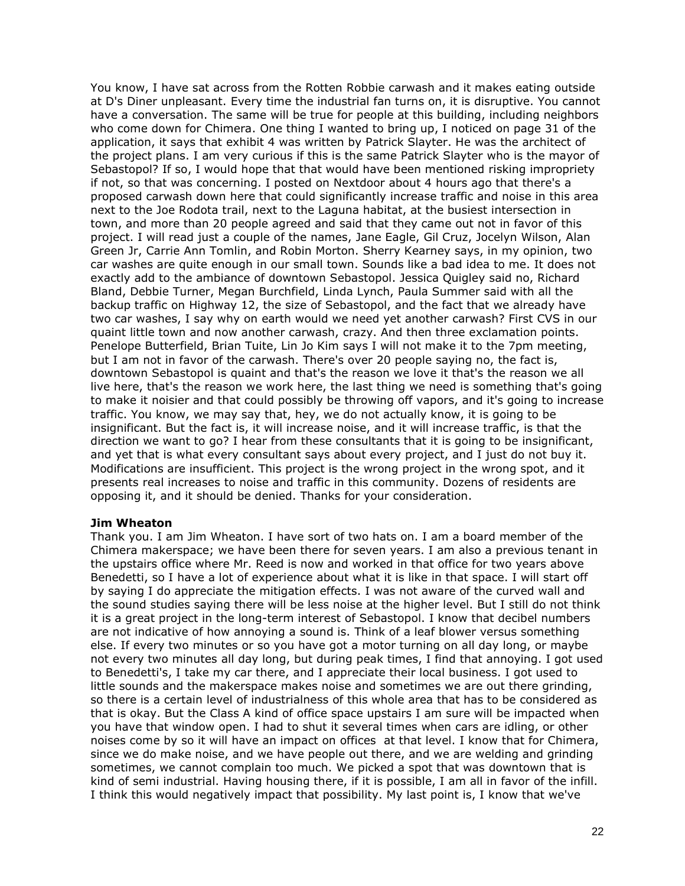You know, I have sat across from the Rotten Robbie carwash and it makes eating outside at D's Diner unpleasant. Every time the industrial fan turns on, it is disruptive. You cannot have a conversation. The same will be true for people at this building, including neighbors who come down for Chimera. One thing I wanted to bring up, I noticed on page 31 of the application, it says that exhibit 4 was written by Patrick Slayter. He was the architect of the project plans. I am very curious if this is the same Patrick Slayter who is the mayor of Sebastopol? If so, I would hope that that would have been mentioned risking impropriety if not, so that was concerning. I posted on Nextdoor about 4 hours ago that there's a proposed carwash down here that could significantly increase traffic and noise in this area next to the Joe Rodota trail, next to the Laguna habitat, at the busiest intersection in town, and more than 20 people agreed and said that they came out not in favor of this project. I will read just a couple of the names, Jane Eagle, Gil Cruz, Jocelyn Wilson, Alan Green Jr, Carrie Ann Tomlin, and Robin Morton. Sherry Kearney says, in my opinion, two car washes are quite enough in our small town. Sounds like a bad idea to me. It does not exactly add to the ambiance of downtown Sebastopol. Jessica Quigley said no, Richard Bland, Debbie Turner, Megan Burchfield, Linda Lynch, Paula Summer said with all the backup traffic on Highway 12, the size of Sebastopol, and the fact that we already have two car washes, I say why on earth would we need yet another carwash? First CVS in our quaint little town and now another carwash, crazy. And then three exclamation points. Penelope Butterfield, Brian Tuite, Lin Jo Kim says I will not make it to the 7pm meeting, but I am not in favor of the carwash. There's over 20 people saying no, the fact is, downtown Sebastopol is quaint and that's the reason we love it that's the reason we all live here, that's the reason we work here, the last thing we need is something that's going to make it noisier and that could possibly be throwing off vapors, and it's going to increase traffic. You know, we may say that, hey, we do not actually know, it is going to be insignificant. But the fact is, it will increase noise, and it will increase traffic, is that the direction we want to go? I hear from these consultants that it is going to be insignificant, and yet that is what every consultant says about every project, and I just do not buy it. Modifications are insufficient. This project is the wrong project in the wrong spot, and it presents real increases to noise and traffic in this community. Dozens of residents are opposing it, and it should be denied. Thanks for your consideration.

**Jim Wheaton**

Thank you. I am Jim Wheaton. I have sort of two hats on. I am a board member of the Chimera makerspace; we have been there for seven years. I am also a previous tenant in the upstairs office where Mr. Reed is now and worked in that office for two years above Benedetti, so I have a lot of experience about what it is like in that space. I will start off by saying I do appreciate the mitigation effects. I was not aware of the curved wall and the sound studies saying there will be less noise at the higher level. But I still do not think it is a great project in the long-term interest of Sebastopol. I know that decibel numbers are not indicative of how annoying a sound is. Think of a leaf blower versus something else. If every two minutes or so you have got a motor turning on all day long, or maybe not every two minutes all day long, but during peak times, I find that annoying. I got used to Benedetti's, I take my car there, and I appreciate their local business. I got used to little sounds and the makerspace makes noise and sometimes we are out there grinding, so there is a certain level of industrialness of this whole area that has to be considered as that is okay. But the Class A kind of office space upstairs I am sure will be impacted when you have that window open. I had to shut it several times when cars are idling, or other noises come by so it will have an impact on offices at that level. I know that for Chimera, since we do make noise, and we have people out there, and we are welding and grinding sometimes, we cannot complain too much. We picked a spot that was downtown that is kind of semi industrial. Having housing there, if it is possible, I am all in favor of the infill. I think this would negatively impact that possibility. My last point is, I know that we've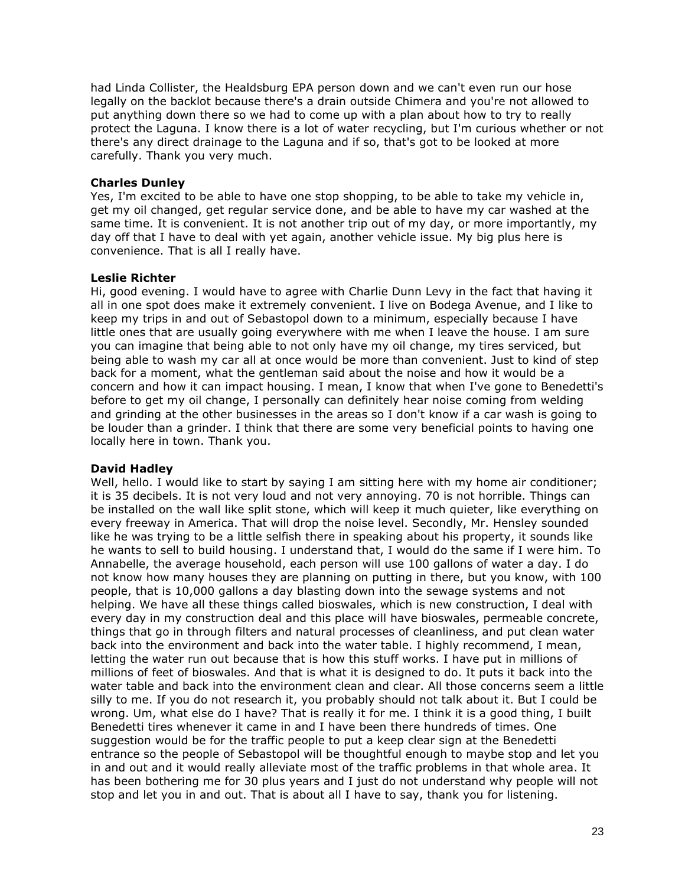had Linda Collister, the Healdsburg EPA person down and we can't even run our hose legally on the backlot because there's a drain outside Chimera and you're not allowed to put anything down there so we had to come up with a plan about how to try to really protect the Laguna. I know there is a lot of water recycling, but I'm curious whether or not there's any direct drainage to the Laguna and if so, that's got to be looked at more carefully. Thank you very much.

**Charles Dunley**
Yes, I'm excited to be able to have one stop shopping, to be able to take my vehicle in, get my oil changed, get regular service done, and be able to have my car washed at the same time. It is convenient. It is not another trip out of my day, or more importantly, my day off that I have to deal with yet again, another vehicle issue. My big plus here is convenience. That is all I really have.

**Leslie Richter**
Hi, good evening. I would have to agree with Charlie Dunn Levy in the fact that having it all in one spot does make it extremely convenient. I live on Bodega Avenue, and I like to keep my trips in and out of Sebastopol down to a minimum, especially because I have little ones that are usually going everywhere with me when I leave the house. I am sure you can imagine that being able to not only have my oil change, my tires serviced, but being able to wash my car all at once would be more than convenient. Just to kind of step back for a moment, what the gentleman said about the noise and how it would be a concern and how it can impact housing. I mean, I know that when I've gone to Benedetti's before to get my oil change, I personally can definitely hear noise coming from welding and grinding at the other businesses in the areas so I don't know if a car wash is going to be louder than a grinder. I think that there are some very beneficial points to having one locally here in town. Thank you.

**David Hadley**
Well, hello. I would like to start by saying I am sitting here with my home air conditioner; it is 35 decibels. It is not very loud and not very annoying. 70 is not horrible. Things can be installed on the wall like split stone, which will keep it much quieter, like everything on every freeway in America. That will drop the noise level. Secondly, Mr. Hensley sounded like he was trying to be a little selfish there in speaking about his property, it sounds like he wants to sell to build housing. I understand that, I would do the same if I were him. To Annabelle, the average household, each person will use 100 gallons of water a day. I do not know how many houses they are planning on putting in there, but you know, with 100 people, that is 10,000 gallons a day blasting down into the sewage systems and not helping. We have all these things called bioswales, which is new construction, I deal with every day in my construction deal and this place will have bioswales, permeable concrete, things that go in through filters and natural processes of cleanliness, and put clean water back into the environment and back into the water table. I highly recommend, I mean, letting the water run out because that is how this stuff works. I have put in millions of millions of feet of bioswales. And that is what it is designed to do. It puts it back into the water table and back into the environment clean and clear. All those concerns seem a little silly to me. If you do not research it, you probably should not talk about it. But I could be wrong. Um, what else do I have? That is really it for me. I think it is a good thing, I built Benedetti tires whenever it came in and I have been there hundreds of times. One suggestion would be for the traffic people to put a keep clear sign at the Benedetti entrance so the people of Sebastopol will be thoughtful enough to maybe stop and let you in and out and it would really alleviate most of the traffic problems in that whole area. It has been bothering me for 30 plus years and I just do not understand why people will not stop and let you in and out. That is about all I have to say, thank you for listening.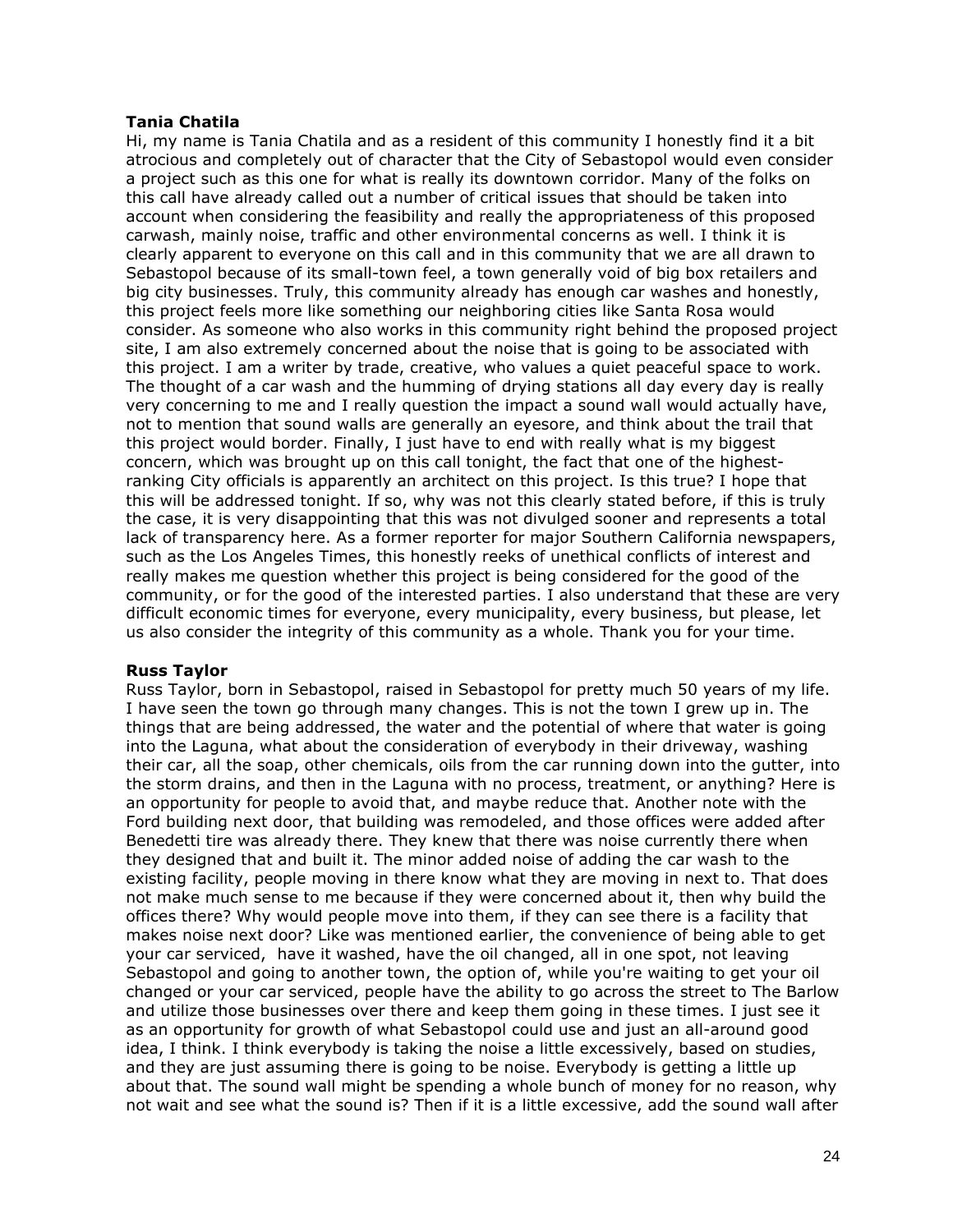**Tania Chatila**

Hi, my name is Tania Chatila and as a resident of this community I honestly find it a bit atrocious and completely out of character that the City of Sebastopol would even consider a project such as this one for what is really its downtown corridor. Many of the folks on this call have already called out a number of critical issues that should be taken into account when considering the feasibility and really the appropriateness of this proposed carwash, mainly noise, traffic and other environmental concerns as well. I think it is clearly apparent to everyone on this call and in this community that we are all drawn to Sebastopol because of its small-town feel, a town generally void of big box retailers and big city businesses. Truly, this community already has enough car washes and honestly, this project feels more like something our neighboring cities like Santa Rosa would consider. As someone who also works in this community right behind the proposed project site, I am also extremely concerned about the noise that is going to be associated with this project. I am a writer by trade, creative, who values a quiet peaceful space to work. The thought of a car wash and the humming of drying stations all day every day is really very concerning to me and I really question the impact a sound wall would actually have, not to mention that sound walls are generally an eyesore, and think about the trail that this project would border. Finally, I just have to end with really what is my biggest concern, which was brought up on this call tonight, the fact that one of the highest-ranking City officials is apparently an architect on this project. Is this true? I hope that this will be addressed tonight. If so, why was not this clearly stated before, if this is truly the case, it is very disappointing that this was not divulged sooner and represents a total lack of transparency here. As a former reporter for major Southern California newspapers, such as the Los Angeles Times, this honestly reeks of unethical conflicts of interest and really makes me question whether this project is being considered for the good of the community, or for the good of the interested parties. I also understand that these are very difficult economic times for everyone, every municipality, every business, but please, let us also consider the integrity of this community as a whole. Thank you for your time.

**Russ Taylor**

Russ Taylor, born in Sebastopol, raised in Sebastopol for pretty much 50 years of my life. I have seen the town go through many changes. This is not the town I grew up in. The things that are being addressed, the water and the potential of where that water is going into the Laguna, what about the consideration of everybody in their driveway, washing their car, all the soap, other chemicals, oils from the car running down into the gutter, into the storm drains, and then in the Laguna with no process, treatment, or anything? Here is an opportunity for people to avoid that, and maybe reduce that. Another note with the Ford building next door, that building was remodeled, and those offices were added after Benedetti tire was already there. They knew that there was noise currently there when they designed that and built it. The minor added noise of adding the car wash to the existing facility, people moving in there know what they are moving in next to. That does not make much sense to me because if they were concerned about it, then why build the offices there? Why would people move into them, if they can see there is a facility that makes noise next door? Like was mentioned earlier, the convenience of being able to get your car serviced, have it washed, have the oil changed, all in one spot, not leaving Sebastopol and going to another town, the option of, while you're waiting to get your oil changed or your car serviced, people have the ability to go across the street to The Barlow and utilize those businesses over there and keep them going in these times. I just see it as an opportunity for growth of what Sebastopol could use and just an all-around good idea, I think. I think everybody is taking the noise a little excessively, based on studies, and they are just assuming there is going to be noise. Everybody is getting a little up about that. The sound wall might be spending a whole bunch of money for no reason, why not wait and see what the sound is? Then if it is a little excessive, add the sound wall after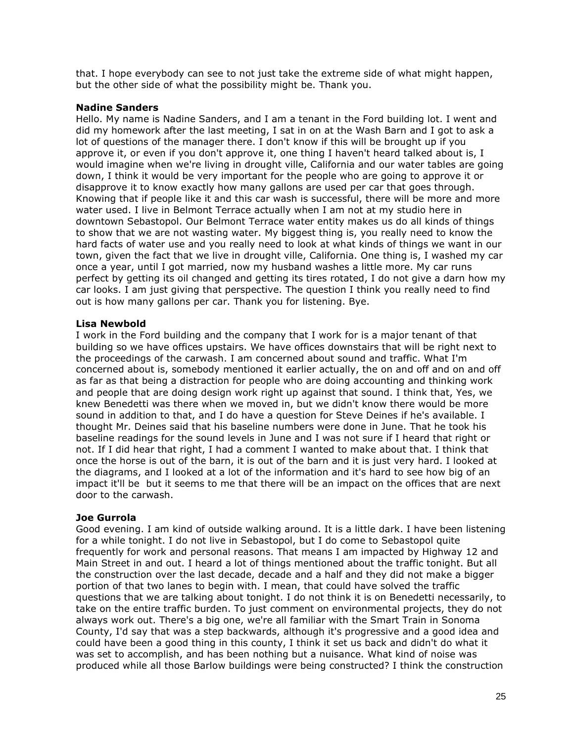that. I hope everybody can see to not just take the extreme side of what might happen, but the other side of what the possibility might be. Thank you.

**Nadine Sanders**

Hello. My name is Nadine Sanders, and I am a tenant in the Ford building lot. I went and did my homework after the last meeting, I sat in on at the Wash Barn and I got to ask a lot of questions of the manager there. I don't know if this will be brought up if you approve it, or even if you don't approve it, one thing I haven't heard talked about is, I would imagine when we're living in drought ville, California and our water tables are going down, I think it would be very important for the people who are going to approve it or disapprove it to know exactly how many gallons are used per car that goes through. Knowing that if people like it and this car wash is successful, there will be more and more water used. I live in Belmont Terrace actually when I am not at my studio here in downtown Sebastopol. Our Belmont Terrace water entity makes us do all kinds of things to show that we are not wasting water. My biggest thing is, you really need to know the hard facts of water use and you really need to look at what kinds of things we want in our town, given the fact that we live in drought ville, California. One thing is, I washed my car once a year, until I got married, now my husband washes a little more. My car runs perfect by getting its oil changed and getting its tires rotated, I do not give a darn how my car looks. I am just giving that perspective. The question I think you really need to find out is how many gallons per car. Thank you for listening. Bye.

**Lisa Newbold**

I work in the Ford building and the company that I work for is a major tenant of that building so we have offices upstairs. We have offices downstairs that will be right next to the proceedings of the carwash. I am concerned about sound and traffic. What I'm concerned about is, somebody mentioned it earlier actually, the on and off and on and off as far as that being a distraction for people who are doing accounting and thinking work and people that are doing design work right up against that sound. I think that, Yes, we knew Benedetti was there when we moved in, but we didn't know there would be more sound in addition to that, and I do have a question for Steve Deines if he's available. I thought Mr. Deines said that his baseline numbers were done in June. That he took his baseline readings for the sound levels in June and I was not sure if I heard that right or not. If I did hear that right, I had a comment I wanted to make about that. I think that once the horse is out of the barn, it is out of the barn and it is just very hard. I looked at the diagrams, and I looked at a lot of the information and it's hard to see how big of an impact it'll be but it seems to me that there will be an impact on the offices that are next door to the carwash.

**Joe Gurrola**

Good evening. I am kind of outside walking around. It is a little dark. I have been listening for a while tonight. I do not live in Sebastopol, but I do come to Sebastopol quite frequently for work and personal reasons. That means I am impacted by Highway 12 and Main Street in and out. I heard a lot of things mentioned about the traffic tonight. But all the construction over the last decade, decade and a half and they did not make a bigger portion of that two lanes to begin with. I mean, that could have solved the traffic questions that we are talking about tonight. I do not think it is on Benedetti necessarily, to take on the entire traffic burden. To just comment on environmental projects, they do not always work out. There's a big one, we're all familiar with the Smart Train in Sonoma County, I'd say that was a step backwards, although it's progressive and a good idea and could have been a good thing in this county, I think it set us back and didn't do what it was set to accomplish, and has been nothing but a nuisance. What kind of noise was produced while all those Barlow buildings were being constructed? I think the construction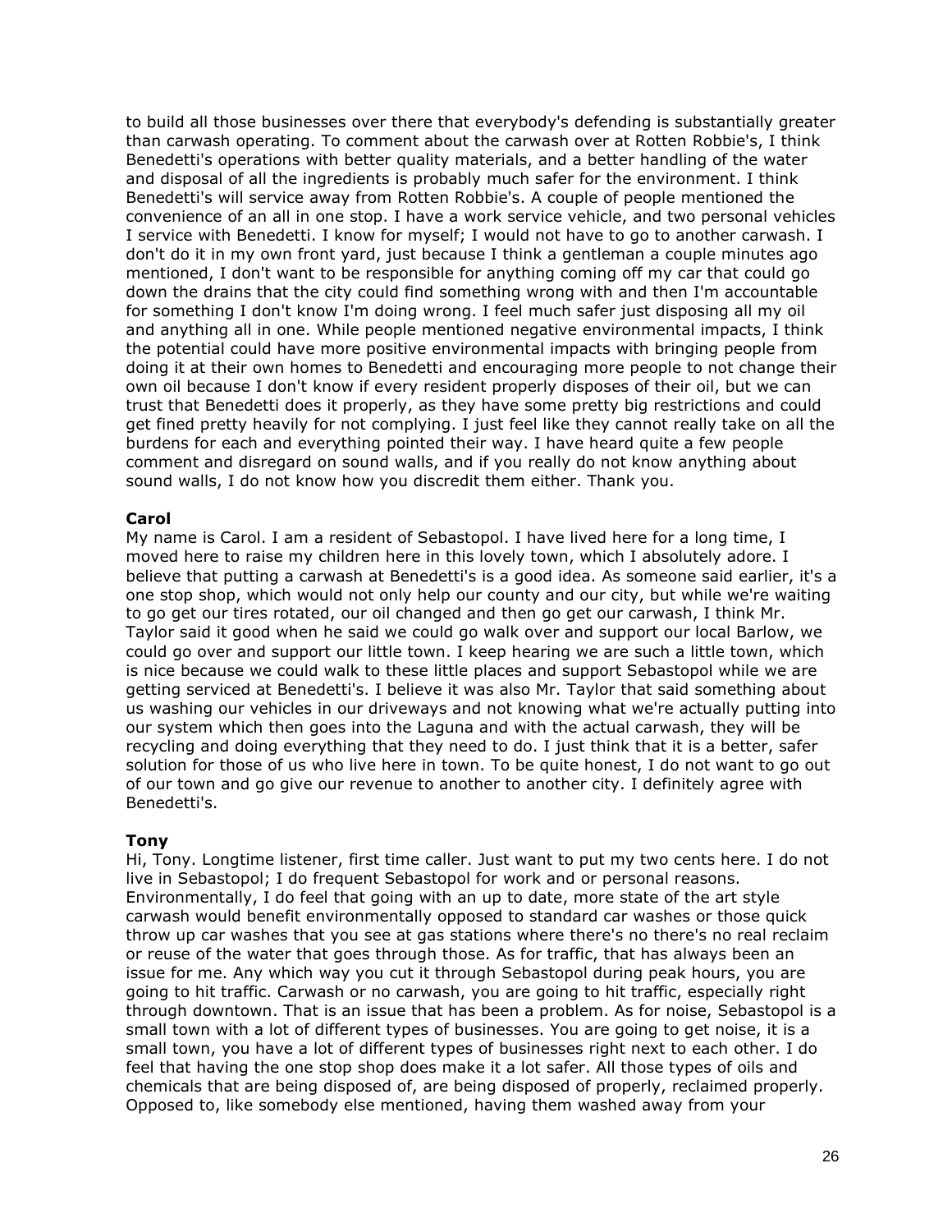to build all those businesses over there that everybody's defending is substantially greater than carwash operating. To comment about the carwash over at Rotten Robbie's, I think Benedetti's operations with better quality materials, and a better handling of the water and disposal of all the ingredients is probably much safer for the environment. I think Benedetti's will service away from Rotten Robbie's. A couple of people mentioned the convenience of an all in one stop. I have a work service vehicle, and two personal vehicles I service with Benedetti. I know for myself; I would not have to go to another carwash. I don't do it in my own front yard, just because I think a gentleman a couple minutes ago mentioned, I don't want to be responsible for anything coming off my car that could go down the drains that the city could find something wrong with and then I'm accountable for something I don't know I'm doing wrong. I feel much safer just disposing all my oil and anything all in one. While people mentioned negative environmental impacts, I think the potential could have more positive environmental impacts with bringing people from doing it at their own homes to Benedetti and encouraging more people to not change their own oil because I don't know if every resident properly disposes of their oil, but we can trust that Benedetti does it properly, as they have some pretty big restrictions and could get fined pretty heavily for not complying. I just feel like they cannot really take on all the burdens for each and everything pointed their way. I have heard quite a few people comment and disregard on sound walls, and if you really do not know anything about sound walls, I do not know how you discredit them either. Thank you.

**Carol**

My name is Carol. I am a resident of Sebastopol. I have lived here for a long time, I moved here to raise my children here in this lovely town, which I absolutely adore. I believe that putting a carwash at Benedetti's is a good idea. As someone said earlier, it's a one stop shop, which would not only help our county and our city, but while we're waiting to go get our tires rotated, our oil changed and then go get our carwash, I think Mr. Taylor said it good when he said we could go walk over and support our local Barlow, we could go over and support our little town. I keep hearing we are such a little town, which is nice because we could walk to these little places and support Sebastopol while we are getting serviced at Benedetti's. I believe it was also Mr. Taylor that said something about us washing our vehicles in our driveways and not knowing what we're actually putting into our system which then goes into the Laguna and with the actual carwash, they will be recycling and doing everything that they need to do. I just think that it is a better, safer solution for those of us who live here in town. To be quite honest, I do not want to go out of our town and go give our revenue to another to another city. I definitely agree with Benedetti's.

**Tony**

Hi, Tony. Longtime listener, first time caller. Just want to put my two cents here. I do not live in Sebastopol; I do frequent Sebastopol for work and or personal reasons. Environmentally, I do feel that going with an up to date, more state of the art style carwash would benefit environmentally opposed to standard car washes or those quick throw up car washes that you see at gas stations where there's no there's no real reclaim or reuse of the water that goes through those. As for traffic, that has always been an issue for me. Any which way you cut it through Sebastopol during peak hours, you are going to hit traffic. Carwash or no carwash, you are going to hit traffic, especially right through downtown. That is an issue that has been a problem. As for noise, Sebastopol is a small town with a lot of different types of businesses. You are going to get noise, it is a small town, you have a lot of different types of businesses right next to each other. I do feel that having the one stop shop does make it a lot safer. All those types of oils and chemicals that are being disposed of, are being disposed of properly, reclaimed properly. Opposed to, like somebody else mentioned, having them washed away from your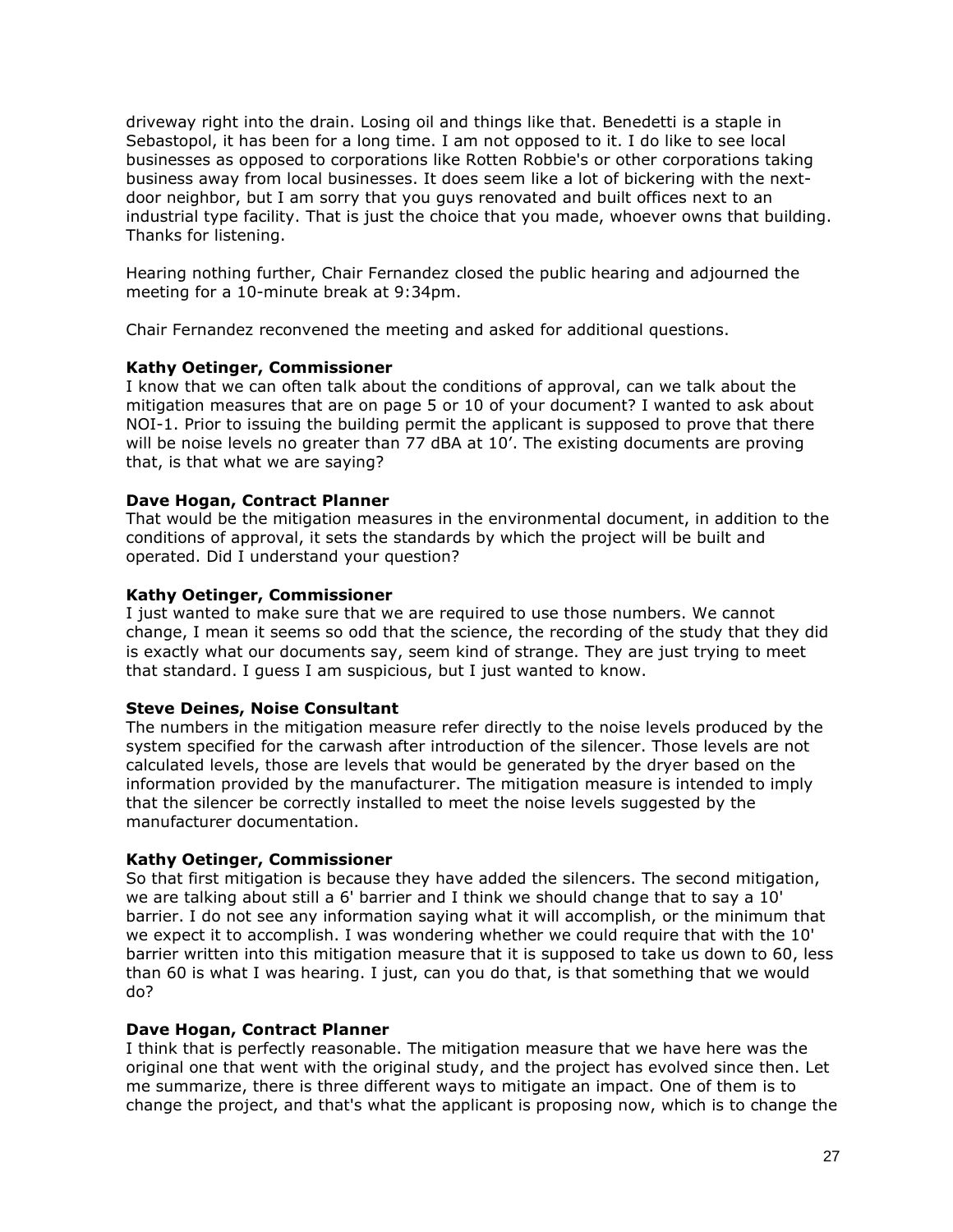driveway right into the drain. Losing oil and things like that. Benedetti is a staple in Sebastopol, it has been for a long time. I am not opposed to it. I do like to see local businesses as opposed to corporations like Rotten Robbie's or other corporations taking business away from local businesses. It does seem like a lot of bickering with the next-door neighbor, but I am sorry that you guys renovated and built offices next to an industrial type facility. That is just the choice that you made, whoever owns that building. Thanks for listening.

Hearing nothing further, Chair Fernandez closed the public hearing and adjourned the meeting for a 10-minute break at 9:34pm.

Chair Fernandez reconvened the meeting and asked for additional questions.

**Kathy Oetinger, Commissioner**
I know that we can often talk about the conditions of approval, can we talk about the mitigation measures that are on page 5 or 10 of your document? I wanted to ask about NOI-1. Prior to issuing the building permit the applicant is supposed to prove that there will be noise levels no greater than 77 dBA at 10'. The existing documents are proving that, is that what we are saying?

**Dave Hogan, Contract Planner**
That would be the mitigation measures in the environmental document, in addition to the conditions of approval, it sets the standards by which the project will be built and operated. Did I understand your question?

**Kathy Oetinger, Commissioner**
I just wanted to make sure that we are required to use those numbers. We cannot change, I mean it seems so odd that the science, the recording of the study that they did is exactly what our documents say, seem kind of strange. They are just trying to meet that standard. I guess I am suspicious, but I just wanted to know.

**Steve Deines, Noise Consultant**
The numbers in the mitigation measure refer directly to the noise levels produced by the system specified for the carwash after introduction of the silencer. Those levels are not calculated levels, those are levels that would be generated by the dryer based on the information provided by the manufacturer. The mitigation measure is intended to imply that the silencer be correctly installed to meet the noise levels suggested by the manufacturer documentation.

**Kathy Oetinger, Commissioner**
So that first mitigation is because they have added the silencers. The second mitigation, we are talking about still a 6' barrier and I think we should change that to say a 10' barrier. I do not see any information saying what it will accomplish, or the minimum that we expect it to accomplish. I was wondering whether we could require that with the 10' barrier written into this mitigation measure that it is supposed to take us down to 60, less than 60 is what I was hearing. I just, can you do that, is that something that we would do?

**Dave Hogan, Contract Planner**
I think that is perfectly reasonable. The mitigation measure that we have here was the original one that went with the original study, and the project has evolved since then. Let me summarize, there is three different ways to mitigate an impact. One of them is to change the project, and that's what the applicant is proposing now, which is to change the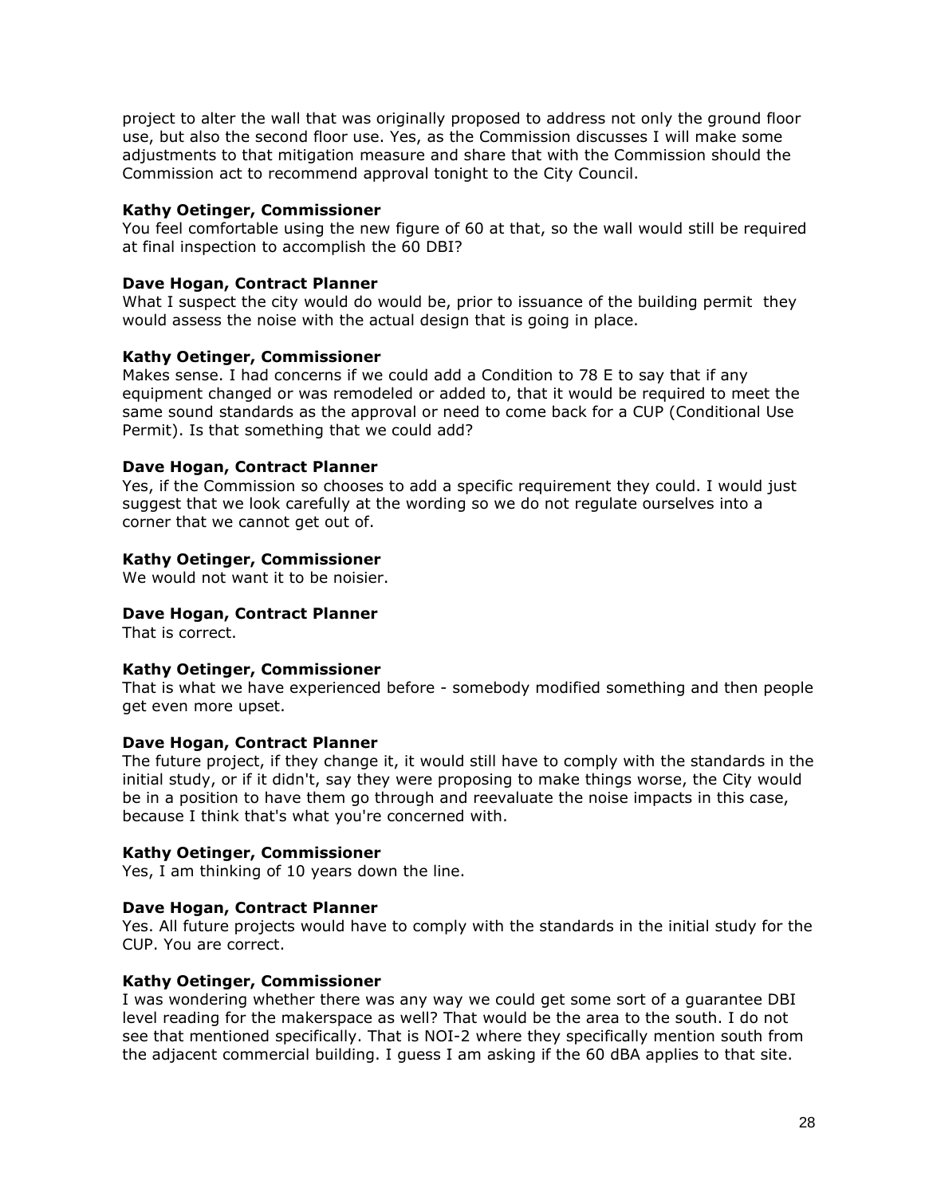project to alter the wall that was originally proposed to address not only the ground floor use, but also the second floor use. Yes, as the Commission discusses I will make some adjustments to that mitigation measure and share that with the Commission should the Commission act to recommend approval tonight to the City Council.

**Kathy Oetinger, Commissioner**
You feel comfortable using the new figure of 60 at that, so the wall would still be required at final inspection to accomplish the 60 DBI?

**Dave Hogan, Contract Planner**
What I suspect the city would do would be, prior to issuance of the building permit they would assess the noise with the actual design that is going in place.

**Kathy Oetinger, Commissioner**
Makes sense. I had concerns if we could add a Condition to 78 E to say that if any equipment changed or was remodeled or added to, that it would be required to meet the same sound standards as the approval or need to come back for a CUP (Conditional Use Permit). Is that something that we could add?

**Dave Hogan, Contract Planner**
Yes, if the Commission so chooses to add a specific requirement they could. I would just suggest that we look carefully at the wording so we do not regulate ourselves into a corner that we cannot get out of.

**Kathy Oetinger, Commissioner**
We would not want it to be noisier.

**Dave Hogan, Contract Planner**
That is correct.

**Kathy Oetinger, Commissioner**
That is what we have experienced before - somebody modified something and then people get even more upset.

**Dave Hogan, Contract Planner**
The future project, if they change it, it would still have to comply with the standards in the initial study, or if it didn't, say they were proposing to make things worse, the City would be in a position to have them go through and reevaluate the noise impacts in this case, because I think that's what you're concerned with.

**Kathy Oetinger, Commissioner**
Yes, I am thinking of 10 years down the line.

**Dave Hogan, Contract Planner**
Yes. All future projects would have to comply with the standards in the initial study for the CUP. You are correct.

**Kathy Oetinger, Commissioner**
I was wondering whether there was any way we could get some sort of a guarantee DBI level reading for the makerspace as well? That would be the area to the south. I do not see that mentioned specifically. That is NOI-2 where they specifically mention south from the adjacent commercial building. I guess I am asking if the 60 dBA applies to that site.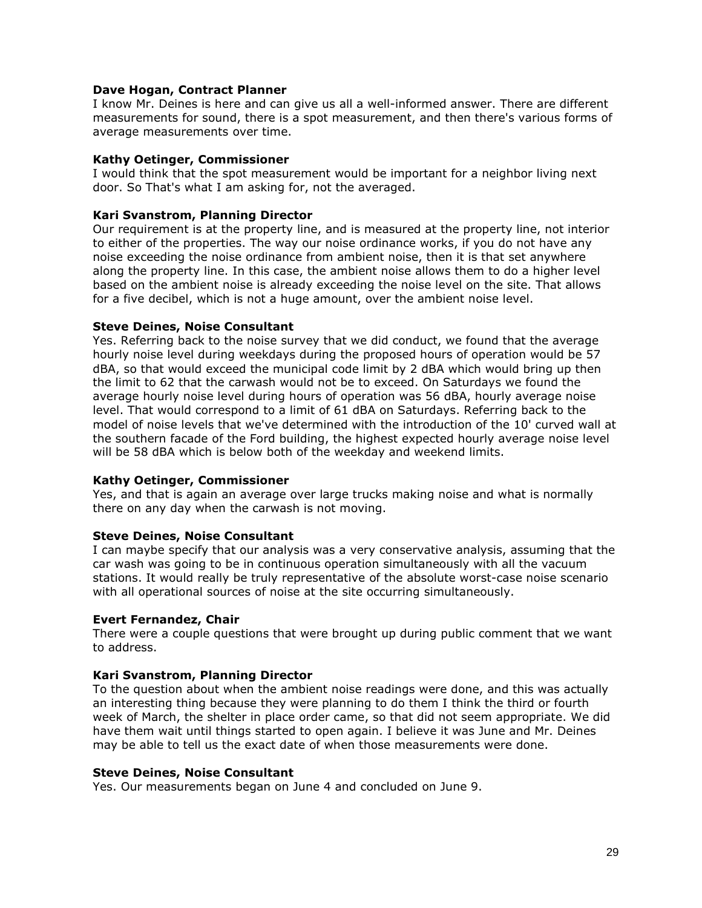**Dave Hogan, Contract Planner**
I know Mr. Deines is here and can give us all a well-informed answer. There are different measurements for sound, there is a spot measurement, and then there's various forms of average measurements over time.

**Kathy Oetinger, Commissioner**
I would think that the spot measurement would be important for a neighbor living next door. So That's what I am asking for, not the averaged.

**Kari Svanstrom, Planning Director**
Our requirement is at the property line, and is measured at the property line, not interior to either of the properties. The way our noise ordinance works, if you do not have any noise exceeding the noise ordinance from ambient noise, then it is that set anywhere along the property line. In this case, the ambient noise allows them to do a higher level based on the ambient noise is already exceeding the noise level on the site. That allows for a five decibel, which is not a huge amount, over the ambient noise level.

**Steve Deines, Noise Consultant**
Yes. Referring back to the noise survey that we did conduct, we found that the average hourly noise level during weekdays during the proposed hours of operation would be 57 dBA, so that would exceed the municipal code limit by 2 dBA which would bring up then the limit to 62 that the carwash would not be to exceed. On Saturdays we found the average hourly noise level during hours of operation was 56 dBA, hourly average noise level. That would correspond to a limit of 61 dBA on Saturdays. Referring back to the model of noise levels that we've determined with the introduction of the 10' curved wall at the southern facade of the Ford building, the highest expected hourly average noise level will be 58 dBA which is below both of the weekday and weekend limits.

**Kathy Oetinger, Commissioner**
Yes, and that is again an average over large trucks making noise and what is normally there on any day when the carwash is not moving.

**Steve Deines, Noise Consultant**
I can maybe specify that our analysis was a very conservative analysis, assuming that the car wash was going to be in continuous operation simultaneously with all the vacuum stations. It would really be truly representative of the absolute worst-case noise scenario with all operational sources of noise at the site occurring simultaneously.

**Evert Fernandez, Chair**
There were a couple questions that were brought up during public comment that we want to address.

**Kari Svanstrom, Planning Director**
To the question about when the ambient noise readings were done, and this was actually an interesting thing because they were planning to do them I think the third or fourth week of March, the shelter in place order came, so that did not seem appropriate. We did have them wait until things started to open again. I believe it was June and Mr. Deines may be able to tell us the exact date of when those measurements were done.

**Steve Deines, Noise Consultant**
Yes. Our measurements began on June 4 and concluded on June 9.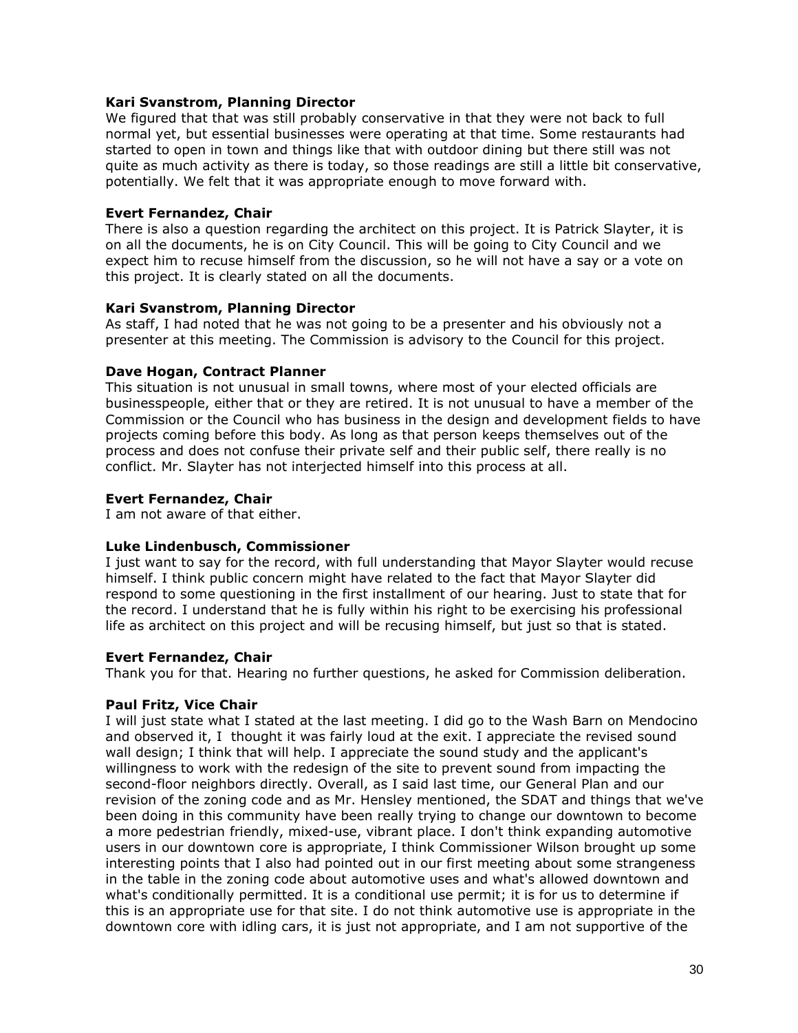**Kari Svanstrom, Planning Director**
We figured that that was still probably conservative in that they were not back to full normal yet, but essential businesses were operating at that time. Some restaurants had started to open in town and things like that with outdoor dining but there still was not quite as much activity as there is today, so those readings are still a little bit conservative, potentially. We felt that it was appropriate enough to move forward with.

**Evert Fernandez, Chair**
There is also a question regarding the architect on this project. It is Patrick Slayter, it is on all the documents, he is on City Council. This will be going to City Council and we expect him to recuse himself from the discussion, so he will not have a say or a vote on this project. It is clearly stated on all the documents.

**Kari Svanstrom, Planning Director**
As staff, I had noted that he was not going to be a presenter and his obviously not a presenter at this meeting. The Commission is advisory to the Council for this project.

**Dave Hogan, Contract Planner**
This situation is not unusual in small towns, where most of your elected officials are businesspeople, either that or they are retired. It is not unusual to have a member of the Commission or the Council who has business in the design and development fields to have projects coming before this body. As long as that person keeps themselves out of the process and does not confuse their private self and their public self, there really is no conflict. Mr. Slayter has not interjected himself into this process at all.

**Evert Fernandez, Chair**
I am not aware of that either.

**Luke Lindenbusch, Commissioner**
I just want to say for the record, with full understanding that Mayor Slayter would recuse himself. I think public concern might have related to the fact that Mayor Slayter did respond to some questioning in the first installment of our hearing. Just to state that for the record. I understand that he is fully within his right to be exercising his professional life as architect on this project and will be recusing himself, but just so that is stated.

**Evert Fernandez, Chair**
Thank you for that. Hearing no further questions, he asked for Commission deliberation.

**Paul Fritz, Vice Chair**
I will just state what I stated at the last meeting. I did go to the Wash Barn on Mendocino and observed it, I thought it was fairly loud at the exit. I appreciate the revised sound wall design; I think that will help. I appreciate the sound study and the applicant's willingness to work with the redesign of the site to prevent sound from impacting the second-floor neighbors directly. Overall, as I said last time, our General Plan and our revision of the zoning code and as Mr. Hensley mentioned, the SDAT and things that we've been doing in this community have been really trying to change our downtown to become a more pedestrian friendly, mixed-use, vibrant place. I don't think expanding automotive users in our downtown core is appropriate, I think Commissioner Wilson brought up some interesting points that I also had pointed out in our first meeting about some strangeness in the table in the zoning code about automotive uses and what's allowed downtown and what's conditionally permitted. It is a conditional use permit; it is for us to determine if this is an appropriate use for that site. I do not think automotive use is appropriate in the downtown core with idling cars, it is just not appropriate, and I am not supportive of the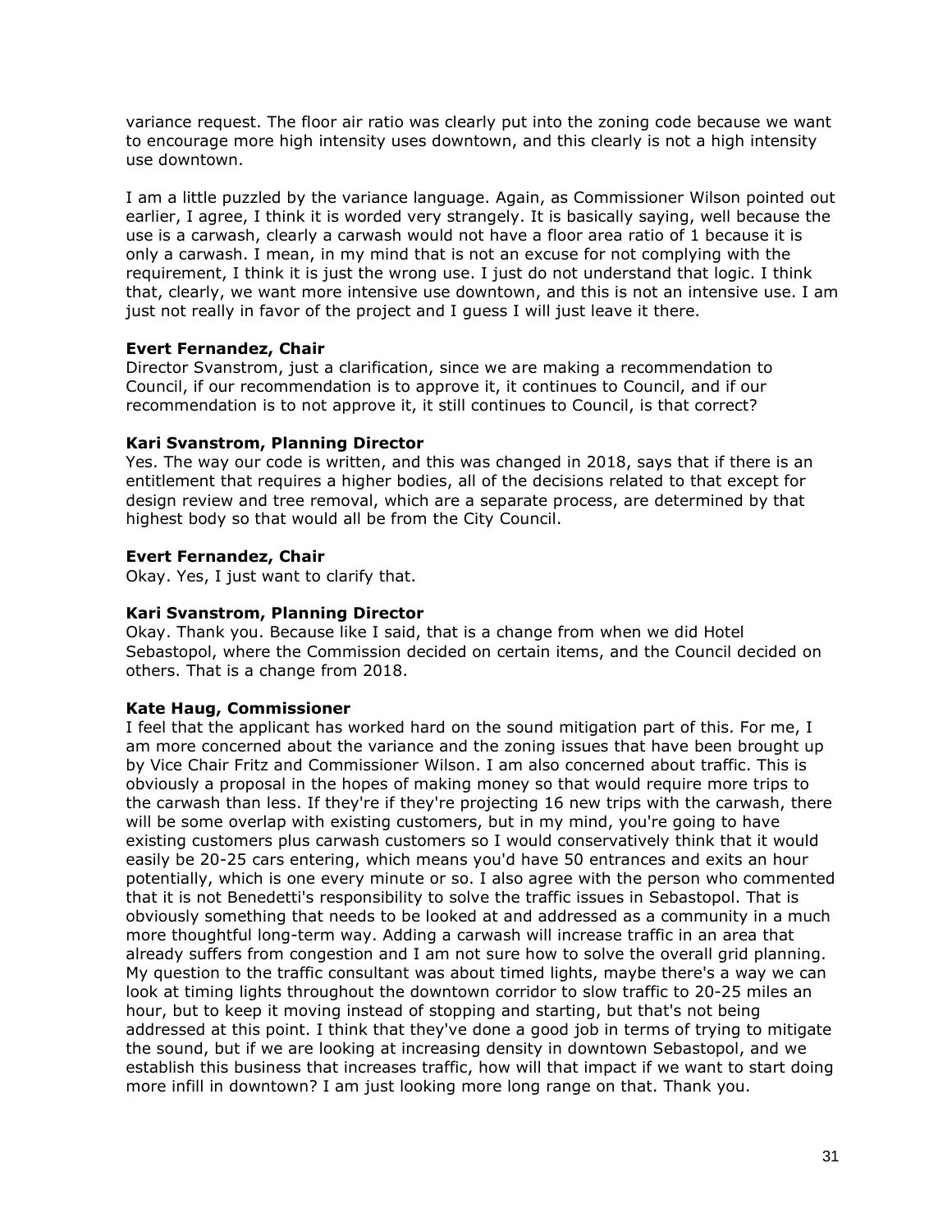variance request. The floor air ratio was clearly put into the zoning code because we want to encourage more high intensity uses downtown, and this clearly is not a high intensity use downtown.

I am a little puzzled by the variance language. Again, as Commissioner Wilson pointed out earlier, I agree, I think it is worded very strangely. It is basically saying, well because the use is a carwash, clearly a carwash would not have a floor area ratio of 1 because it is only a carwash. I mean, in my mind that is not an excuse for not complying with the requirement, I think it is just the wrong use. I just do not understand that logic. I think that, clearly, we want more intensive use downtown, and this is not an intensive use. I am just not really in favor of the project and I guess I will just leave it there.

**Evert Fernandez, Chair**
Director Svanstrom, just a clarification, since we are making a recommendation to Council, if our recommendation is to approve it, it continues to Council, and if our recommendation is to not approve it, it still continues to Council, is that correct?

**Kari Svanstrom, Planning Director**
Yes. The way our code is written, and this was changed in 2018, says that if there is an entitlement that requires a higher bodies, all of the decisions related to that except for design review and tree removal, which are a separate process, are determined by that highest body so that would all be from the City Council.

**Evert Fernandez, Chair**
Okay. Yes, I just want to clarify that.

**Kari Svanstrom, Planning Director**
Okay. Thank you. Because like I said, that is a change from when we did Hotel Sebastopol, where the Commission decided on certain items, and the Council decided on others. That is a change from 2018.

**Kate Haug, Commissioner**
I feel that the applicant has worked hard on the sound mitigation part of this. For me, I am more concerned about the variance and the zoning issues that have been brought up by Vice Chair Fritz and Commissioner Wilson. I am also concerned about traffic. This is obviously a proposal in the hopes of making money so that would require more trips to the carwash than less. If they're if they're projecting 16 new trips with the carwash, there will be some overlap with existing customers, but in my mind, you're going to have existing customers plus carwash customers so I would conservatively think that it would easily be 20-25 cars entering, which means you'd have 50 entrances and exits an hour potentially, which is one every minute or so. I also agree with the person who commented that it is not Benedetti's responsibility to solve the traffic issues in Sebastopol. That is obviously something that needs to be looked at and addressed as a community in a much more thoughtful long-term way. Adding a carwash will increase traffic in an area that already suffers from congestion and I am not sure how to solve the overall grid planning. My question to the traffic consultant was about timed lights, maybe there's a way we can look at timing lights throughout the downtown corridor to slow traffic to 20-25 miles an hour, but to keep it moving instead of stopping and starting, but that's not being addressed at this point. I think that they've done a good job in terms of trying to mitigate the sound, but if we are looking at increasing density in downtown Sebastopol, and we establish this business that increases traffic, how will that impact if we want to start doing more infill in downtown? I am just looking more long range on that. Thank you.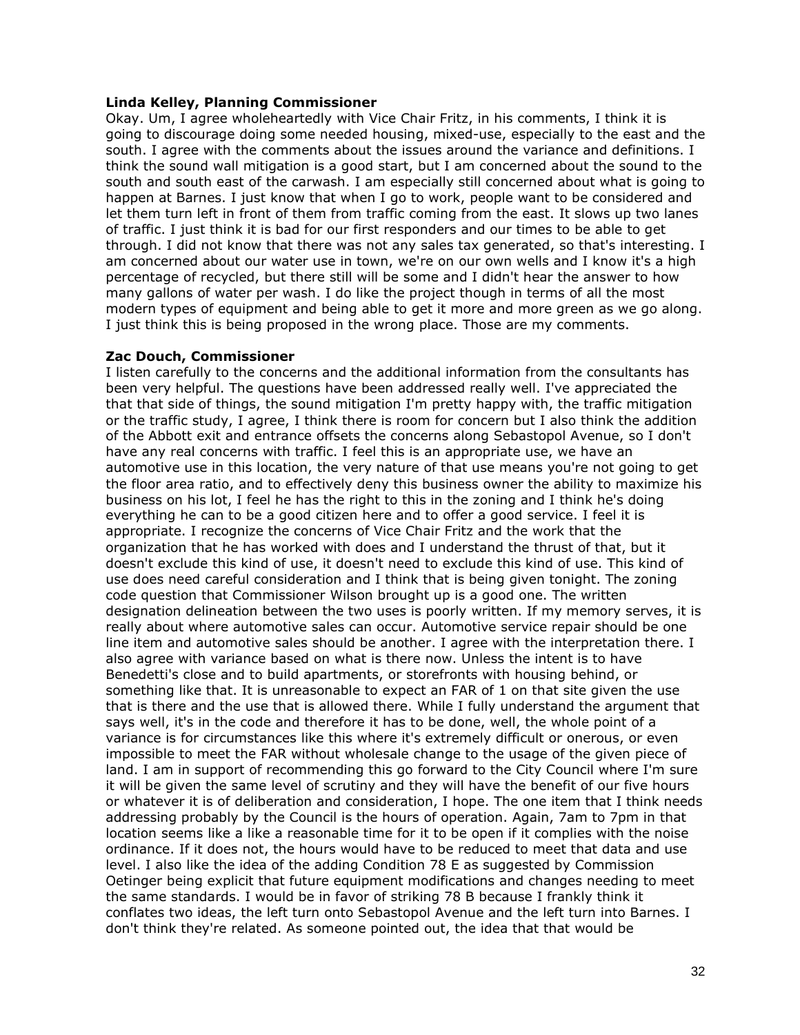**Linda Kelley, Planning Commissioner**
Okay. Um, I agree wholeheartedly with Vice Chair Fritz, in his comments, I think it is going to discourage doing some needed housing, mixed-use, especially to the east and the south. I agree with the comments about the issues around the variance and definitions. I think the sound wall mitigation is a good start, but I am concerned about the sound to the south and south east of the carwash. I am especially still concerned about what is going to happen at Barnes. I just know that when I go to work, people want to be considered and let them turn left in front of them from traffic coming from the east. It slows up two lanes of traffic. I just think it is bad for our first responders and our times to be able to get through. I did not know that there was not any sales tax generated, so that's interesting. I am concerned about our water use in town, we're on our own wells and I know it's a high percentage of recycled, but there still will be some and I didn't hear the answer to how many gallons of water per wash. I do like the project though in terms of all the most modern types of equipment and being able to get it more and more green as we go along. I just think this is being proposed in the wrong place. Those are my comments.

**Zac Douch, Commissioner**
I listen carefully to the concerns and the additional information from the consultants has been very helpful. The questions have been addressed really well. I've appreciated the that that side of things, the sound mitigation I'm pretty happy with, the traffic mitigation or the traffic study, I agree, I think there is room for concern but I also think the addition of the Abbott exit and entrance offsets the concerns along Sebastopol Avenue, so I don't have any real concerns with traffic. I feel this is an appropriate use, we have an automotive use in this location, the very nature of that use means you're not going to get the floor area ratio, and to effectively deny this business owner the ability to maximize his business on his lot, I feel he has the right to this in the zoning and I think he's doing everything he can to be a good citizen here and to offer a good service. I feel it is appropriate. I recognize the concerns of Vice Chair Fritz and the work that the organization that he has worked with does and I understand the thrust of that, but it doesn't exclude this kind of use, it doesn't need to exclude this kind of use. This kind of use does need careful consideration and I think that is being given tonight. The zoning code question that Commissioner Wilson brought up is a good one. The written designation delineation between the two uses is poorly written. If my memory serves, it is really about where automotive sales can occur. Automotive service repair should be one line item and automotive sales should be another. I agree with the interpretation there. I also agree with variance based on what is there now. Unless the intent is to have Benedetti's close and to build apartments, or storefronts with housing behind, or something like that. It is unreasonable to expect an FAR of 1 on that site given the use that is there and the use that is allowed there. While I fully understand the argument that says well, it's in the code and therefore it has to be done, well, the whole point of a variance is for circumstances like this where it's extremely difficult or onerous, or even impossible to meet the FAR without wholesale change to the usage of the given piece of land. I am in support of recommending this go forward to the City Council where I'm sure it will be given the same level of scrutiny and they will have the benefit of our five hours or whatever it is of deliberation and consideration, I hope. The one item that I think needs addressing probably by the Council is the hours of operation. Again, 7am to 7pm in that location seems like a like a reasonable time for it to be open if it complies with the noise ordinance. If it does not, the hours would have to be reduced to meet that data and use level. I also like the idea of the adding Condition 78 E as suggested by Commission Oetinger being explicit that future equipment modifications and changes needing to meet the same standards. I would be in favor of striking 78 B because I frankly think it conflates two ideas, the left turn onto Sebastopol Avenue and the left turn into Barnes. I don't think they're related. As someone pointed out, the idea that that would be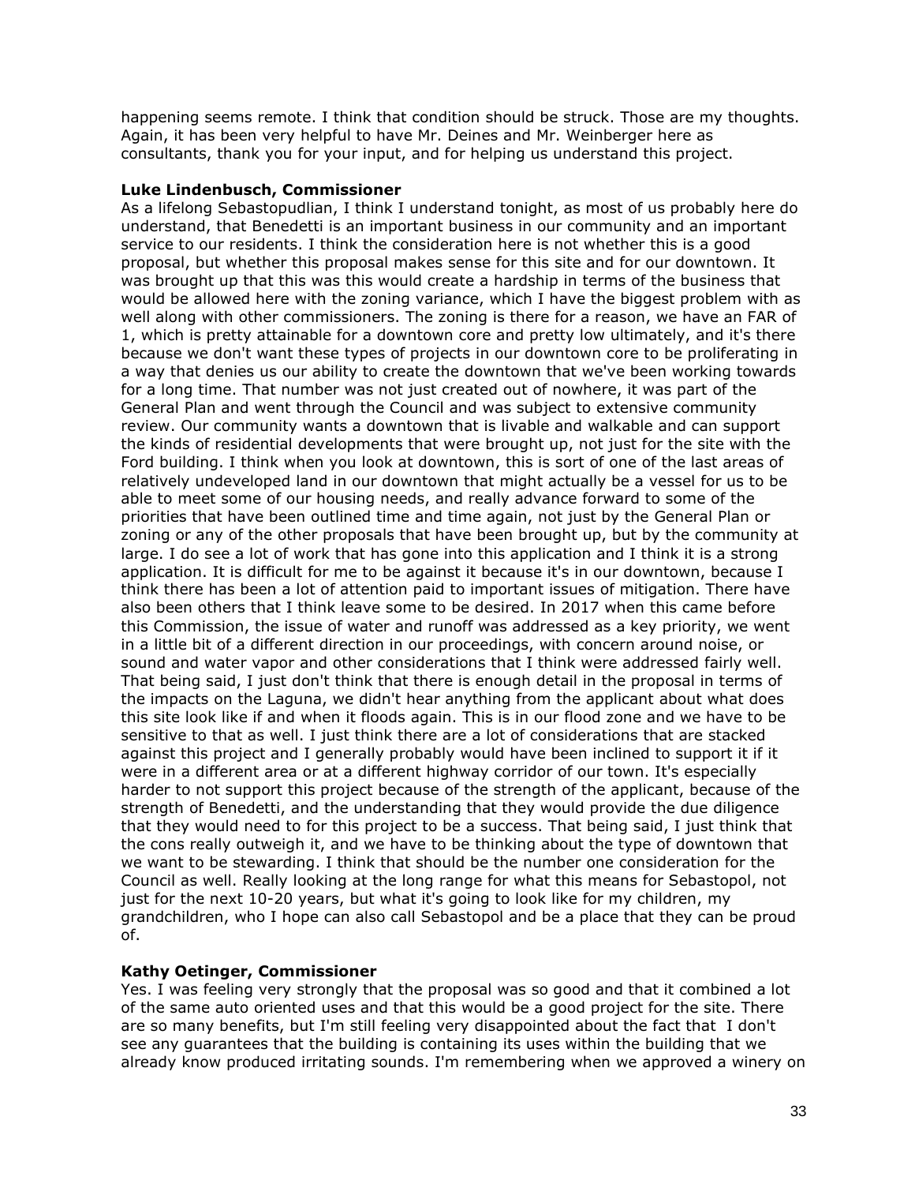happening seems remote. I think that condition should be struck. Those are my thoughts. Again, it has been very helpful to have Mr. Deines and Mr. Weinberger here as consultants, thank you for your input, and for helping us understand this project.

**Luke Lindenbusch, Commissioner**
As a lifelong Sebastopudlian, I think I understand tonight, as most of us probably here do understand, that Benedetti is an important business in our community and an important service to our residents. I think the consideration here is not whether this is a good proposal, but whether this proposal makes sense for this site and for our downtown. It was brought up that this was this would create a hardship in terms of the business that would be allowed here with the zoning variance, which I have the biggest problem with as well along with other commissioners. The zoning is there for a reason, we have an FAR of 1, which is pretty attainable for a downtown core and pretty low ultimately, and it's there because we don't want these types of projects in our downtown core to be proliferating in a way that denies us our ability to create the downtown that we've been working towards for a long time. That number was not just created out of nowhere, it was part of the General Plan and went through the Council and was subject to extensive community review. Our community wants a downtown that is livable and walkable and can support the kinds of residential developments that were brought up, not just for the site with the Ford building. I think when you look at downtown, this is sort of one of the last areas of relatively undeveloped land in our downtown that might actually be a vessel for us to be able to meet some of our housing needs, and really advance forward to some of the priorities that have been outlined time and time again, not just by the General Plan or zoning or any of the other proposals that have been brought up, but by the community at large. I do see a lot of work that has gone into this application and I think it is a strong application. It is difficult for me to be against it because it's in our downtown, because I think there has been a lot of attention paid to important issues of mitigation. There have also been others that I think leave some to be desired. In 2017 when this came before this Commission, the issue of water and runoff was addressed as a key priority, we went in a little bit of a different direction in our proceedings, with concern around noise, or sound and water vapor and other considerations that I think were addressed fairly well. That being said, I just don't think that there is enough detail in the proposal in terms of the impacts on the Laguna, we didn't hear anything from the applicant about what does this site look like if and when it floods again. This is in our flood zone and we have to be sensitive to that as well. I just think there are a lot of considerations that are stacked against this project and I generally probably would have been inclined to support it if it were in a different area or at a different highway corridor of our town. It's especially harder to not support this project because of the strength of the applicant, because of the strength of Benedetti, and the understanding that they would provide the due diligence that they would need to for this project to be a success. That being said, I just think that the cons really outweigh it, and we have to be thinking about the type of downtown that we want to be stewarding. I think that should be the number one consideration for the Council as well. Really looking at the long range for what this means for Sebastopol, not just for the next 10-20 years, but what it's going to look like for my children, my grandchildren, who I hope can also call Sebastopol and be a place that they can be proud of.

**Kathy Oetinger, Commissioner**
Yes. I was feeling very strongly that the proposal was so good and that it combined a lot of the same auto oriented uses and that this would be a good project for the site. There are so many benefits, but I'm still feeling very disappointed about the fact that I don't see any guarantees that the building is containing its uses within the building that we already know produced irritating sounds. I'm remembering when we approved a winery on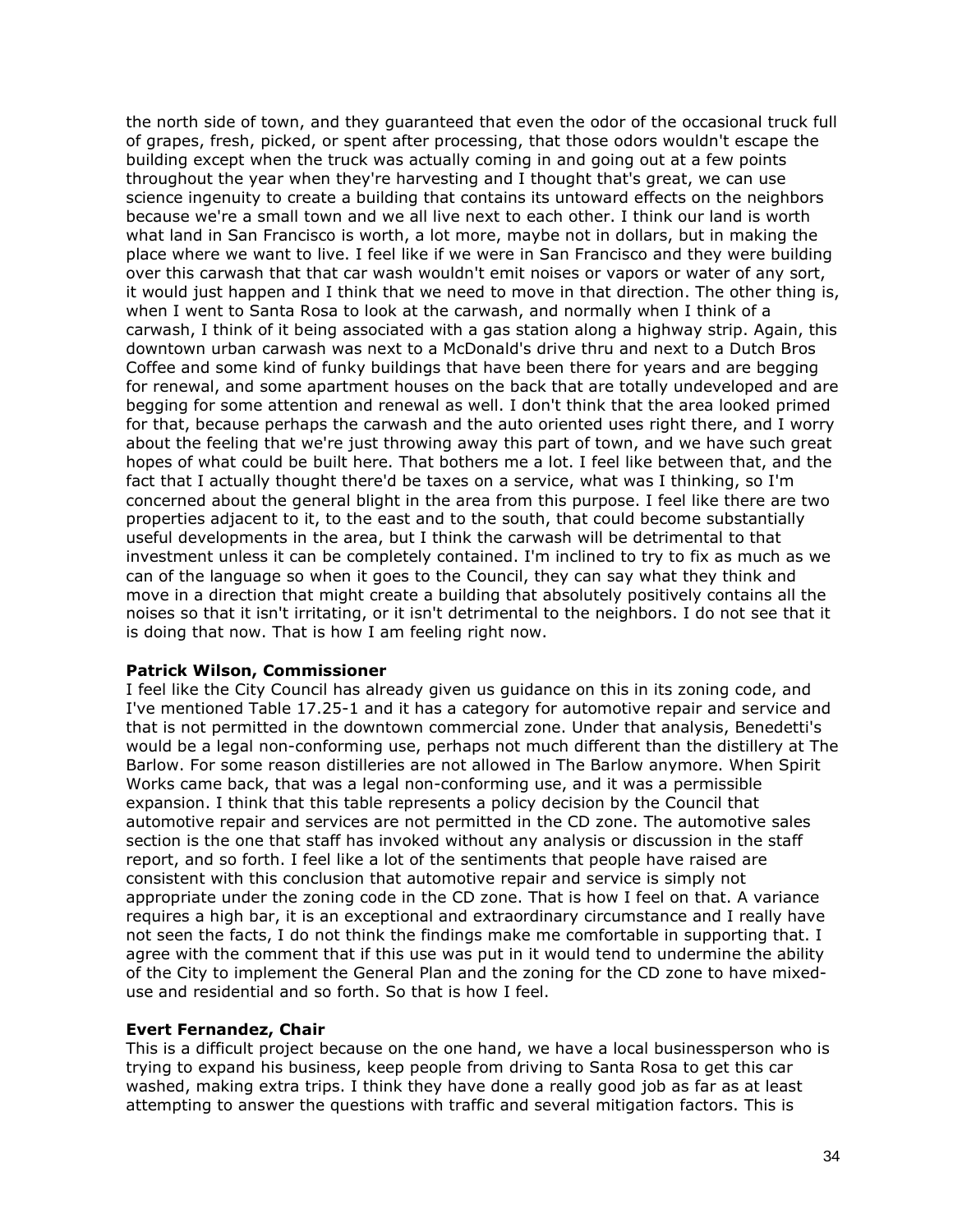the north side of town, and they guaranteed that even the odor of the occasional truck full of grapes, fresh, picked, or spent after processing, that those odors wouldn't escape the building except when the truck was actually coming in and going out at a few points throughout the year when they're harvesting and I thought that's great, we can use science ingenuity to create a building that contains its untoward effects on the neighbors because we're a small town and we all live next to each other. I think our land is worth what land in San Francisco is worth, a lot more, maybe not in dollars, but in making the place where we want to live. I feel like if we were in San Francisco and they were building over this carwash that that car wash wouldn't emit noises or vapors or water of any sort, it would just happen and I think that we need to move in that direction. The other thing is, when I went to Santa Rosa to look at the carwash, and normally when I think of a carwash, I think of it being associated with a gas station along a highway strip. Again, this downtown urban carwash was next to a McDonald's drive thru and next to a Dutch Bros Coffee and some kind of funky buildings that have been there for years and are begging for renewal, and some apartment houses on the back that are totally undeveloped and are begging for some attention and renewal as well. I don't think that the area looked primed for that, because perhaps the carwash and the auto oriented uses right there, and I worry about the feeling that we're just throwing away this part of town, and we have such great hopes of what could be built here. That bothers me a lot. I feel like between that, and the fact that I actually thought there'd be taxes on a service, what was I thinking, so I'm concerned about the general blight in the area from this purpose. I feel like there are two properties adjacent to it, to the east and to the south, that could become substantially useful developments in the area, but I think the carwash will be detrimental to that investment unless it can be completely contained. I'm inclined to try to fix as much as we can of the language so when it goes to the Council, they can say what they think and move in a direction that might create a building that absolutely positively contains all the noises so that it isn't irritating, or it isn't detrimental to the neighbors. I do not see that it is doing that now. That is how I am feeling right now.

**Patrick Wilson, Commissioner**

I feel like the City Council has already given us guidance on this in its zoning code, and I've mentioned Table 17.25-1 and it has a category for automotive repair and service and that is not permitted in the downtown commercial zone. Under that analysis, Benedetti's would be a legal non-conforming use, perhaps not much different than the distillery at The Barlow. For some reason distilleries are not allowed in The Barlow anymore. When Spirit Works came back, that was a legal non-conforming use, and it was a permissible expansion. I think that this table represents a policy decision by the Council that automotive repair and services are not permitted in the CD zone. The automotive sales section is the one that staff has invoked without any analysis or discussion in the staff report, and so forth. I feel like a lot of the sentiments that people have raised are consistent with this conclusion that automotive repair and service is simply not appropriate under the zoning code in the CD zone. That is how I feel on that. A variance requires a high bar, it is an exceptional and extraordinary circumstance and I really have not seen the facts, I do not think the findings make me comfortable in supporting that. I agree with the comment that if this use was put in it would tend to undermine the ability of the City to implement the General Plan and the zoning for the CD zone to have mixed-use and residential and so forth. So that is how I feel.

**Evert Fernandez, Chair**

This is a difficult project because on the one hand, we have a local businessperson who is trying to expand his business, keep people from driving to Santa Rosa to get this car washed, making extra trips. I think they have done a really good job as far as at least attempting to answer the questions with traffic and several mitigation factors. This is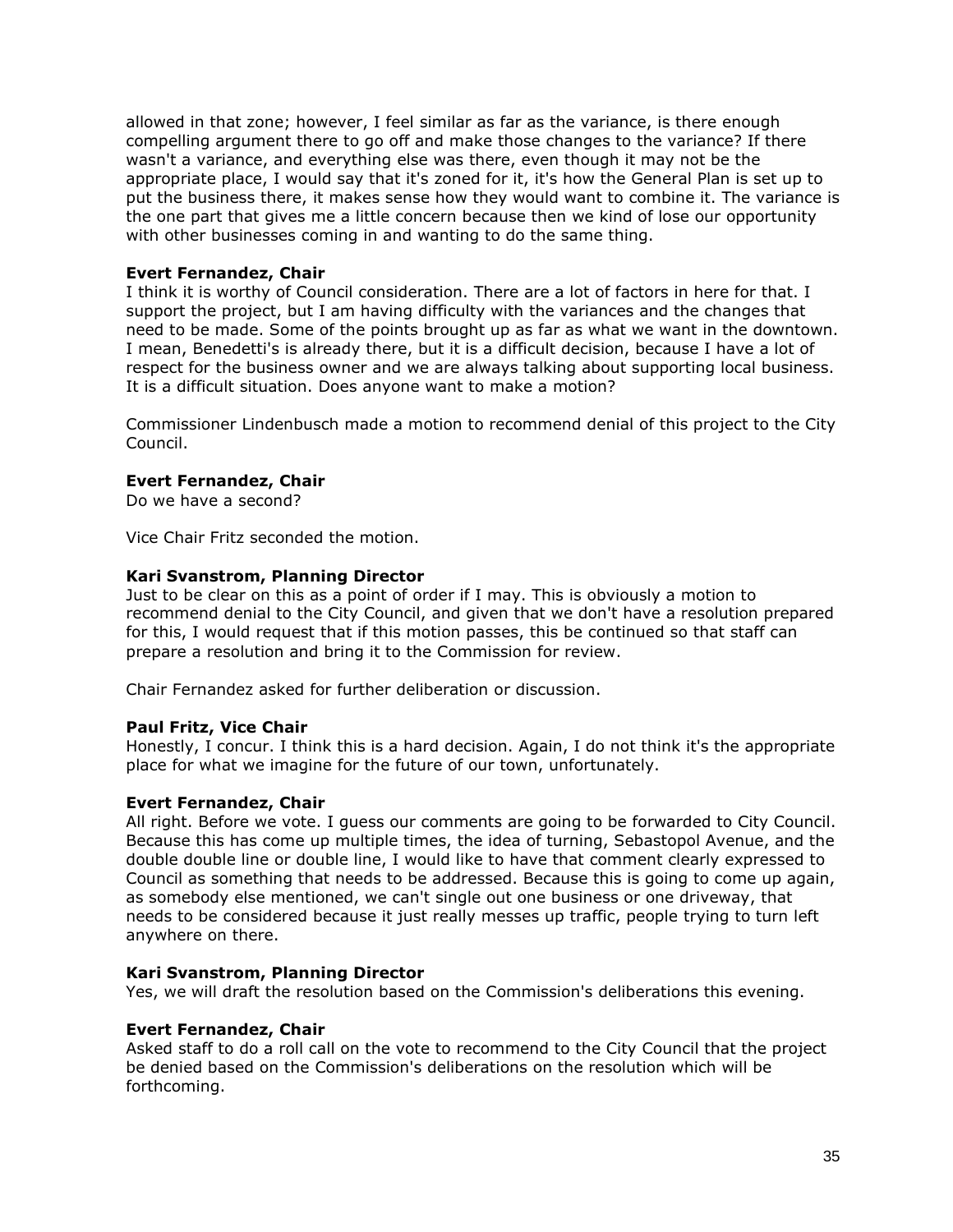allowed in that zone; however, I feel similar as far as the variance, is there enough compelling argument there to go off and make those changes to the variance? If there wasn't a variance, and everything else was there, even though it may not be the appropriate place, I would say that it's zoned for it, it's how the General Plan is set up to put the business there, it makes sense how they would want to combine it. The variance is the one part that gives me a little concern because then we kind of lose our opportunity with other businesses coming in and wanting to do the same thing.

**Evert Fernandez, Chair**
I think it is worthy of Council consideration. There are a lot of factors in here for that. I support the project, but I am having difficulty with the variances and the changes that need to be made. Some of the points brought up as far as what we want in the downtown. I mean, Benedetti's is already there, but it is a difficult decision, because I have a lot of respect for the business owner and we are always talking about supporting local business. It is a difficult situation. Does anyone want to make a motion?

Commissioner Lindenbusch made a motion to recommend denial of this project to the City Council.

**Evert Fernandez, Chair**
Do we have a second?

Vice Chair Fritz seconded the motion.

**Kari Svanstrom, Planning Director**
Just to be clear on this as a point of order if I may. This is obviously a motion to recommend denial to the City Council, and given that we don't have a resolution prepared for this, I would request that if this motion passes, this be continued so that staff can prepare a resolution and bring it to the Commission for review.

Chair Fernandez asked for further deliberation or discussion.

**Paul Fritz, Vice Chair**
Honestly, I concur. I think this is a hard decision. Again, I do not think it's the appropriate place for what we imagine for the future of our town, unfortunately.

**Evert Fernandez, Chair**
All right. Before we vote. I guess our comments are going to be forwarded to City Council. Because this has come up multiple times, the idea of turning, Sebastopol Avenue, and the double double line or double line, I would like to have that comment clearly expressed to Council as something that needs to be addressed. Because this is going to come up again, as somebody else mentioned, we can't single out one business or one driveway, that needs to be considered because it just really messes up traffic, people trying to turn left anywhere on there.

**Kari Svanstrom, Planning Director**
Yes, we will draft the resolution based on the Commission's deliberations this evening.

**Evert Fernandez, Chair**
Asked staff to do a roll call on the vote to recommend to the City Council that the project be denied based on the Commission's deliberations on the resolution which will be forthcoming.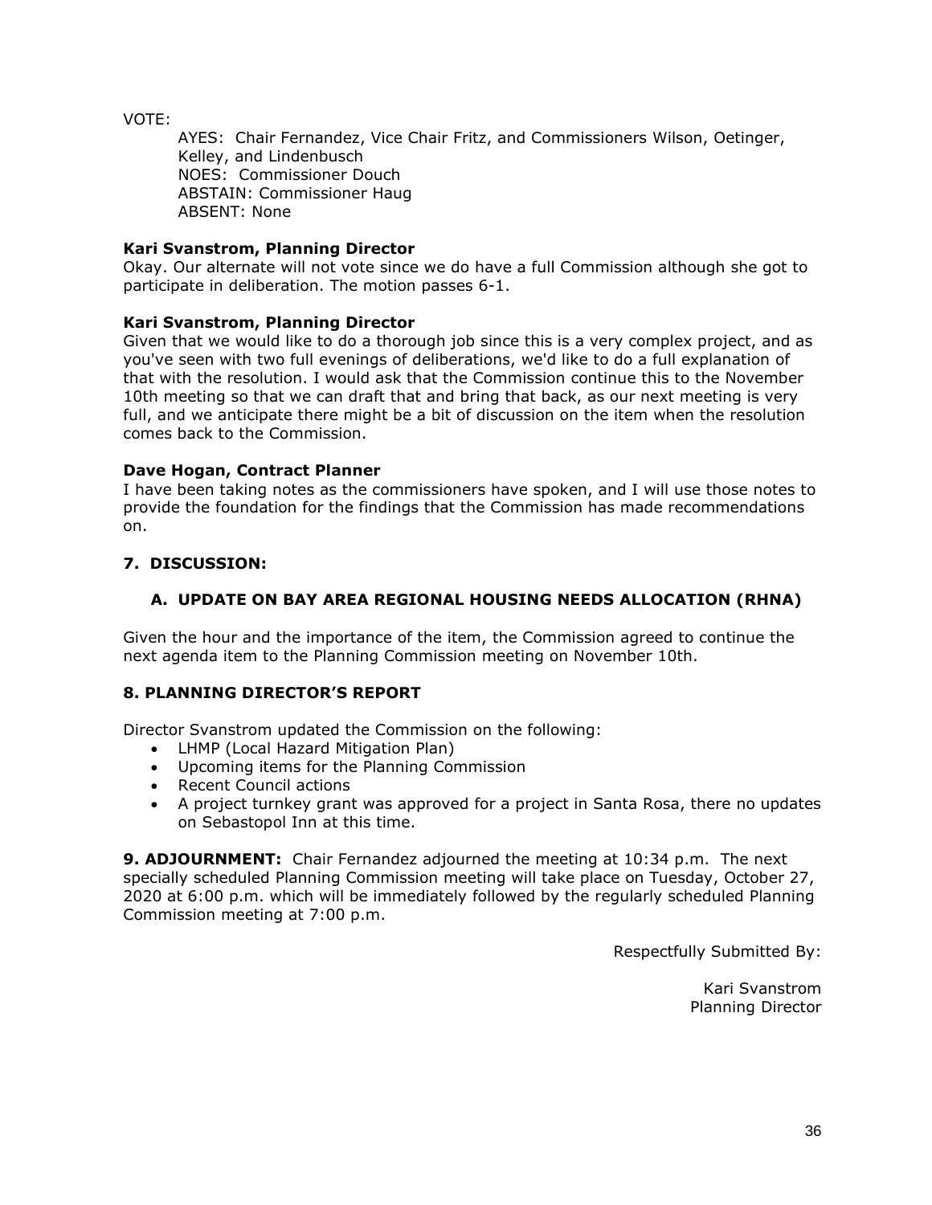VOTE:

AYES: Chair Fernandez, Vice Chair Fritz, and Commissioners Wilson, Oetinger, Kelley, and Lindenbusch
NOES: Commissioner Douch
ABSTAIN: Commissioner Haug
ABSENT: None

**Kari Svanstrom, Planning Director**
Okay. Our alternate will not vote since we do have a full Commission although she got to participate in deliberation. The motion passes 6-1.

**Kari Svanstrom, Planning Director**
Given that we would like to do a thorough job since this is a very complex project, and as you've seen with two full evenings of deliberations, we'd like to do a full explanation of that with the resolution. I would ask that the Commission continue this to the November 10th meeting so that we can draft that and bring that back, as our next meeting is very full, and we anticipate there might be a bit of discussion on the item when the resolution comes back to the Commission.

**Dave Hogan, Contract Planner**
I have been taking notes as the commissioners have spoken, and I will use those notes to provide the foundation for the findings that the Commission has made recommendations on.

## 7. DISCUSSION:

### A. UPDATE ON BAY AREA REGIONAL HOUSING NEEDS ALLOCATION (RHNA)

Given the hour and the importance of the item, the Commission agreed to continue the next agenda item to the Planning Commission meeting on November 10th.

## 8. PLANNING DIRECTOR'S REPORT

Director Svanstrom updated the Commission on the following:

- LHMP (Local Hazard Mitigation Plan)
- Upcoming items for the Planning Commission
- Recent Council actions
- A project turnkey grant was approved for a project in Santa Rosa, there no updates on Sebastopol Inn at this time.

**9. ADJOURNMENT:** Chair Fernandez adjourned the meeting at 10:34 p.m. The next specially scheduled Planning Commission meeting will take place on Tuesday, October 27, 2020 at 6:00 p.m. which will be immediately followed by the regularly scheduled Planning Commission meeting at 7:00 p.m.

Respectfully Submitted By:

Kari Svanstrom
Planning Director